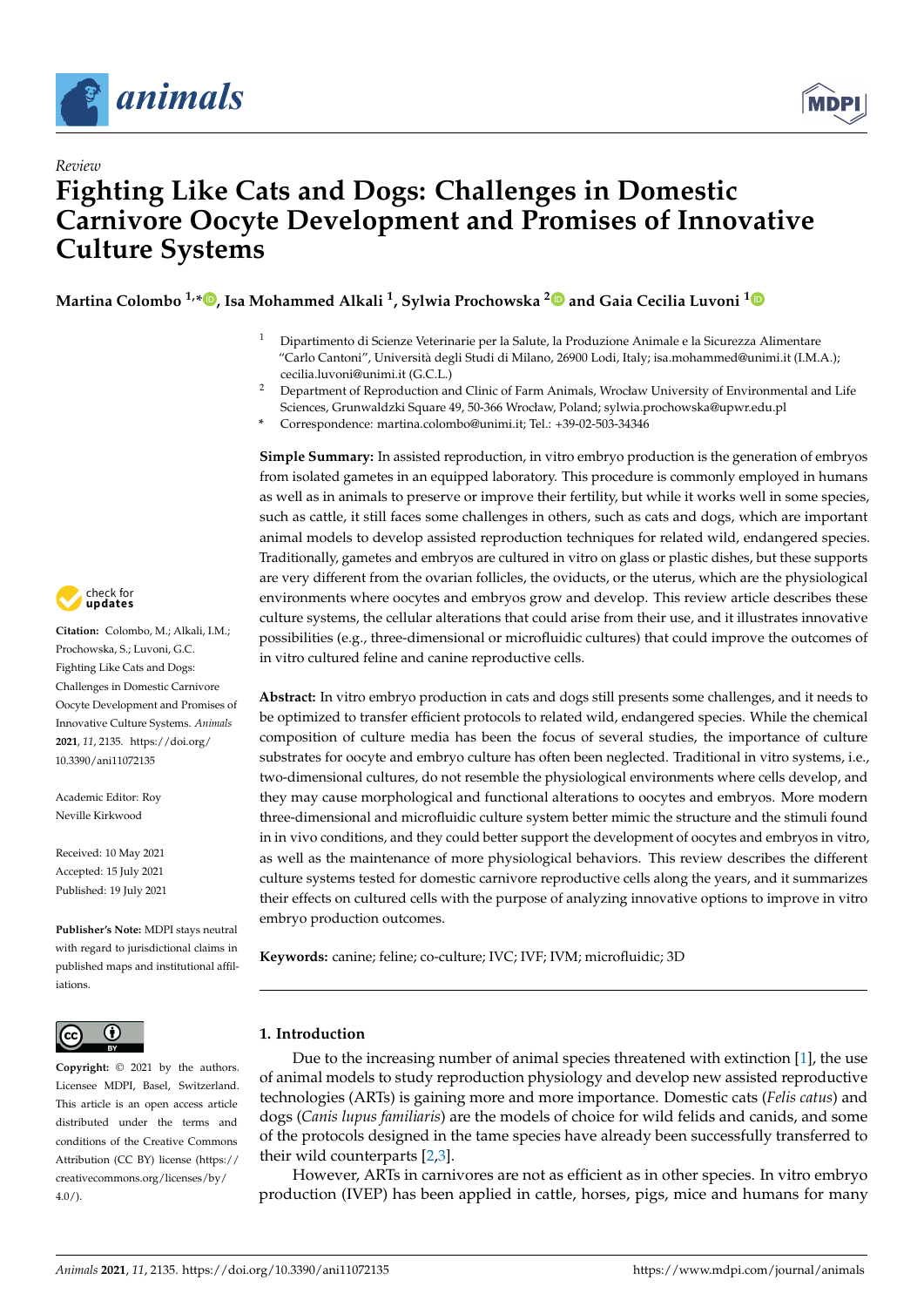Review

# Fighting Like Cats and Dogs: Challenges in Domestic Carnivore Oocyte Development and Promises of Innovative Culture Systems

**Martina Colombo [1,*], Isa Mohammed Alkali [1], Sylwia Prochowska [2] and Gaia Cecilia Luvoni [1]**

[1] Dipartimento di Scienze Veterinarie per la Salute, la Produzione Animale e la Sicurezza Alimentare "Carlo Cantoni", Università degli Studi di Milano, 26900 Lodi, Italy; isa.mohammed@unimi.it (I.M.A.); cecilia.luvoni@unimi.it (G.C.L.)

[2] Department of Reproduction and Clinic of Farm Animals, Wrocław University of Environmental and Life Sciences, Grunwaldzki Square 49, 50-366 Wrocław, Poland; sylwia.prochowska@upwr.edu.pl

\* Correspondence: martina.colombo@unimi.it; Tel.: +39-02-503-34346

**Citation:** Colombo, M.; Alkali, I.M.; Prochowska, S.; Luvoni, G.C. Fighting Like Cats and Dogs: Challenges in Domestic Carnivore Oocyte Development and Promises of Innovative Culture Systems. *Animals* **2021**, *11*, 2135. https://doi.org/10.3390/ani11072135

Academic Editor: Roy Neville Kirkwood

Received: 10 May 2021
Accepted: 15 July 2021
Published: 19 July 2021

**Publisher's Note:** MDPI stays neutral with regard to jurisdictional claims in published maps and institutional affiliations.

**Copyright:** © 2021 by the authors. Licensee MDPI, Basel, Switzerland. This article is an open access article distributed under the terms and conditions of the Creative Commons Attribution (CC BY) license (https://creativecommons.org/licenses/by/4.0/).

**Simple Summary:** In assisted reproduction, in vitro embryo production is the generation of embryos from isolated gametes in an equipped laboratory. This procedure is commonly employed in humans as well as in animals to preserve or improve their fertility, but while it works well in some species, such as cattle, it still faces some challenges in others, such as cats and dogs, which are important animal models to develop assisted reproduction techniques for related wild, endangered species. Traditionally, gametes and embryos are cultured in vitro on glass or plastic dishes, but these supports are very different from the ovarian follicles, the oviducts, or the uterus, which are the physiological environments where oocytes and embryos grow and develop. This review article describes these culture systems, the cellular alterations that could arise from their use, and it illustrates innovative possibilities (e.g., three-dimensional or microfluidic cultures) that could improve the outcomes of in vitro cultured feline and canine reproductive cells.

**Abstract:** In vitro embryo production in cats and dogs still presents some challenges, and it needs to be optimized to transfer efficient protocols to related wild, endangered species. While the chemical composition of culture media has been the focus of several studies, the importance of culture substrates for oocyte and embryo culture has often been neglected. Traditional in vitro systems, i.e., two-dimensional cultures, do not resemble the physiological environments where cells develop, and they may cause morphological and functional alterations to oocytes and embryos. More modern three-dimensional and microfluidic culture system better mimic the structure and the stimuli found in in vivo conditions, and they could better support the development of oocytes and embryos in vitro, as well as the maintenance of more physiological behaviors. This review describes the different culture systems tested for domestic carnivore reproductive cells along the years, and it summarizes their effects on cultured cells with the purpose of analyzing innovative options to improve in vitro embryo production outcomes.

**Keywords:** canine; feline; co-culture; IVC; IVF; IVM; microfluidic; 3D

## 1. Introduction

Due to the increasing number of animal species threatened with extinction [1], the use of animal models to study reproduction physiology and develop new assisted reproductive technologies (ARTs) is gaining more and more importance. Domestic cats (*Felis catus*) and dogs (*Canis lupus familiaris*) are the models of choice for wild felids and canids, and some of the protocols designed in the tame species have already been successfully transferred to their wild counterparts [2,3].

However, ARTs in carnivores are not as efficient as in other species. In vitro embryo production (IVEP) has been applied in cattle, horses, pigs, mice and humans for many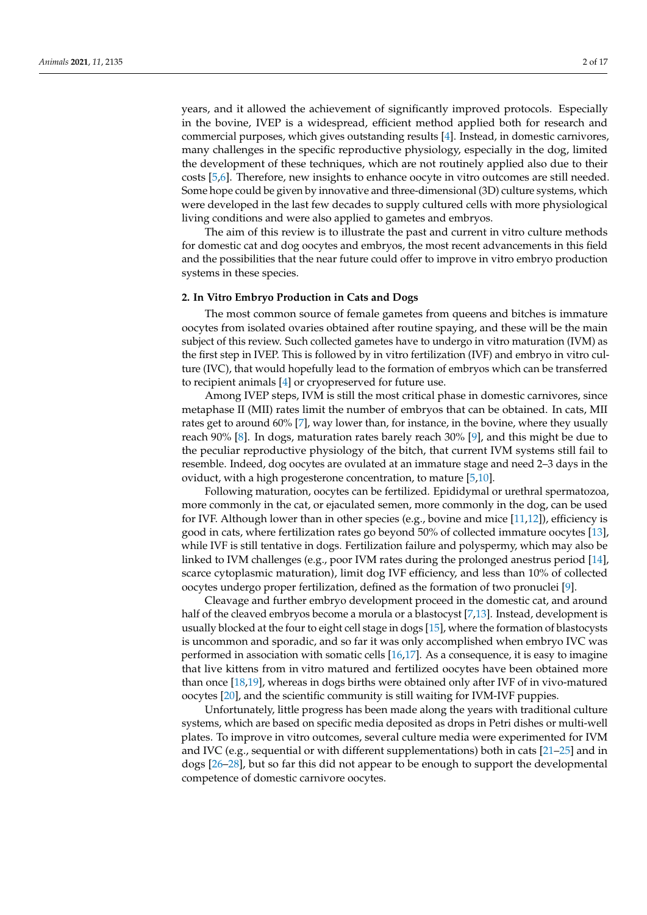years, and it allowed the achievement of significantly improved protocols. Especially in the bovine, IVEP is a widespread, efficient method applied both for research and commercial purposes, which gives outstanding results [4]. Instead, in domestic carnivores, many challenges in the specific reproductive physiology, especially in the dog, limited the development of these techniques, which are not routinely applied also due to their costs [5,6]. Therefore, new insights to enhance oocyte in vitro outcomes are still needed. Some hope could be given by innovative and three-dimensional (3D) culture systems, which were developed in the last few decades to supply cultured cells with more physiological living conditions and were also applied to gametes and embryos.

The aim of this review is to illustrate the past and current in vitro culture methods for domestic cat and dog oocytes and embryos, the most recent advancements in this field and the possibilities that the near future could offer to improve in vitro embryo production systems in these species.

## 2. In Vitro Embryo Production in Cats and Dogs

The most common source of female gametes from queens and bitches is immature oocytes from isolated ovaries obtained after routine spaying, and these will be the main subject of this review. Such collected gametes have to undergo in vitro maturation (IVM) as the first step in IVEP. This is followed by in vitro fertilization (IVF) and embryo in vitro culture (IVC), that would hopefully lead to the formation of embryos which can be transferred to recipient animals [4] or cryopreserved for future use.

Among IVEP steps, IVM is still the most critical phase in domestic carnivores, since metaphase II (MII) rates limit the number of embryos that can be obtained. In cats, MII rates get to around 60% [7], way lower than, for instance, in the bovine, where they usually reach 90% [8]. In dogs, maturation rates barely reach 30% [9], and this might be due to the peculiar reproductive physiology of the bitch, that current IVM systems still fail to resemble. Indeed, dog oocytes are ovulated at an immature stage and need 2–3 days in the oviduct, with a high progesterone concentration, to mature [5,10].

Following maturation, oocytes can be fertilized. Epididymal or urethral spermatozoa, more commonly in the cat, or ejaculated semen, more commonly in the dog, can be used for IVF. Although lower than in other species (e.g., bovine and mice [11,12]), efficiency is good in cats, where fertilization rates go beyond 50% of collected immature oocytes [13], while IVF is still tentative in dogs. Fertilization failure and polyspermy, which may also be linked to IVM challenges (e.g., poor IVM rates during the prolonged anestrus period [14], scarce cytoplasmic maturation), limit dog IVF efficiency, and less than 10% of collected oocytes undergo proper fertilization, defined as the formation of two pronuclei [9].

Cleavage and further embryo development proceed in the domestic cat, and around half of the cleaved embryos become a morula or a blastocyst [7,13]. Instead, development is usually blocked at the four to eight cell stage in dogs [15], where the formation of blastocysts is uncommon and sporadic, and so far it was only accomplished when embryo IVC was performed in association with somatic cells [16,17]. As a consequence, it is easy to imagine that live kittens from in vitro matured and fertilized oocytes have been obtained more than once [18,19], whereas in dogs births were obtained only after IVF of in vivo-matured oocytes [20], and the scientific community is still waiting for IVM-IVF puppies.

Unfortunately, little progress has been made along the years with traditional culture systems, which are based on specific media deposited as drops in Petri dishes or multi-well plates. To improve in vitro outcomes, several culture media were experimented for IVM and IVC (e.g., sequential or with different supplementations) both in cats [21–25] and in dogs [26–28], but so far this did not appear to be enough to support the developmental competence of domestic carnivore oocytes.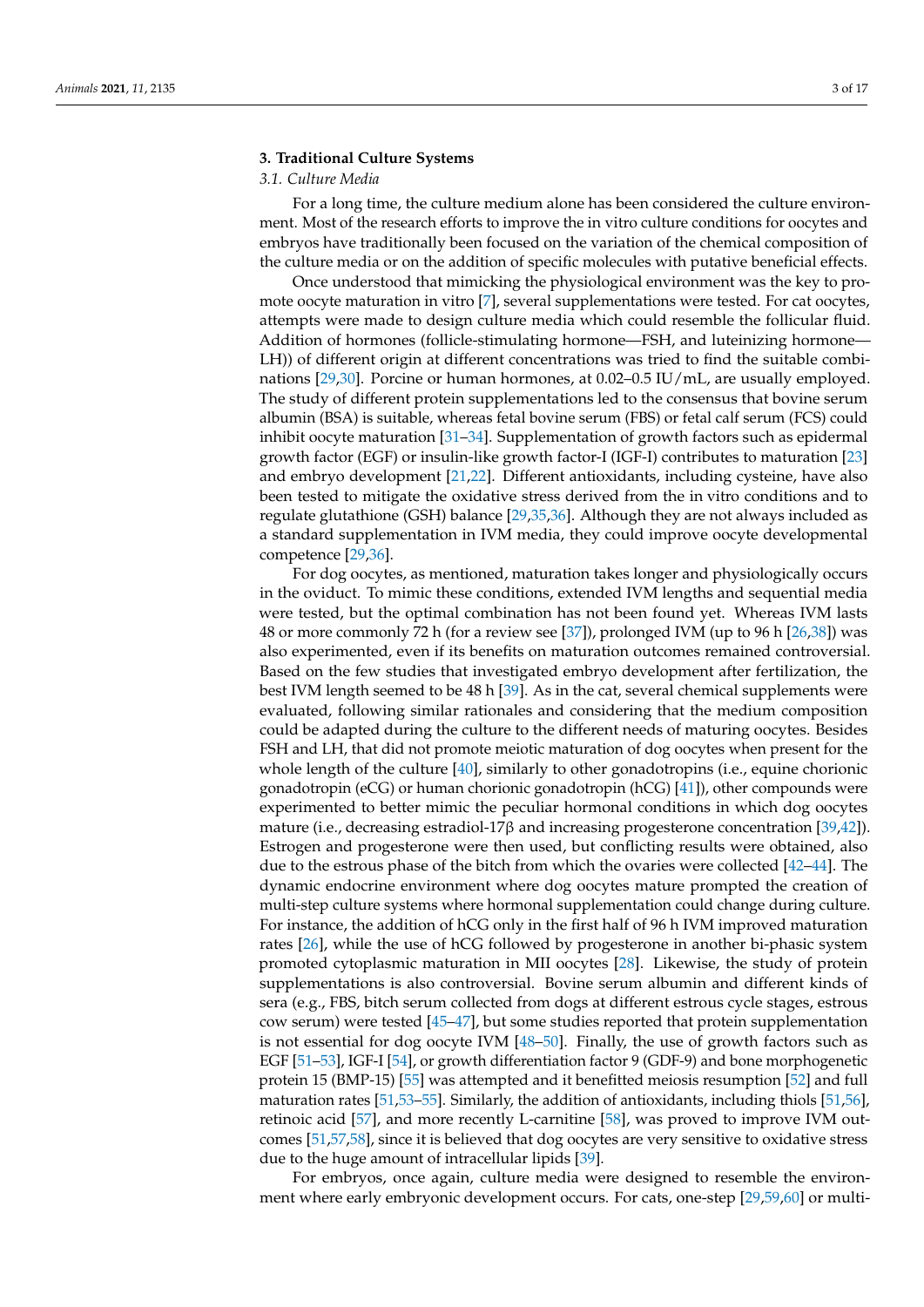## 3. Traditional Culture Systems

### *3.1. Culture Media*

For a long time, the culture medium alone has been considered the culture environment. Most of the research efforts to improve the in vitro culture conditions for oocytes and embryos have traditionally been focused on the variation of the chemical composition of the culture media or on the addition of specific molecules with putative beneficial effects.

Once understood that mimicking the physiological environment was the key to promote oocyte maturation in vitro [7], several supplementations were tested. For cat oocytes, attempts were made to design culture media which could resemble the follicular fluid. Addition of hormones (follicle-stimulating hormone—FSH, and luteinizing hormone—LH)) of different origin at different concentrations was tried to find the suitable combinations [29,30]. Porcine or human hormones, at 0.02–0.5 IU/mL, are usually employed. The study of different protein supplementations led to the consensus that bovine serum albumin (BSA) is suitable, whereas fetal bovine serum (FBS) or fetal calf serum (FCS) could inhibit oocyte maturation [31–34]. Supplementation of growth factors such as epidermal growth factor (EGF) or insulin-like growth factor-I (IGF-I) contributes to maturation [23] and embryo development [21,22]. Different antioxidants, including cysteine, have also been tested to mitigate the oxidative stress derived from the in vitro conditions and to regulate glutathione (GSH) balance [29,35,36]. Although they are not always included as a standard supplementation in IVM media, they could improve oocyte developmental competence [29,36].

For dog oocytes, as mentioned, maturation takes longer and physiologically occurs in the oviduct. To mimic these conditions, extended IVM lengths and sequential media were tested, but the optimal combination has not been found yet. Whereas IVM lasts 48 or more commonly 72 h (for a review see [37]), prolonged IVM (up to 96 h [26,38]) was also experimented, even if its benefits on maturation outcomes remained controversial. Based on the few studies that investigated embryo development after fertilization, the best IVM length seemed to be 48 h [39]. As in the cat, several chemical supplements were evaluated, following similar rationales and considering that the medium composition could be adapted during the culture to the different needs of maturing oocytes. Besides FSH and LH, that did not promote meiotic maturation of dog oocytes when present for the whole length of the culture [40], similarly to other gonadotropins (i.e., equine chorionic gonadotropin (eCG) or human chorionic gonadotropin (hCG) [41]), other compounds were experimented to better mimic the peculiar hormonal conditions in which dog oocytes mature (i.e., decreasing estradiol-17β and increasing progesterone concentration [39,42]). Estrogen and progesterone were then used, but conflicting results were obtained, also due to the estrous phase of the bitch from which the ovaries were collected [42–44]. The dynamic endocrine environment where dog oocytes mature prompted the creation of multi-step culture systems where hormonal supplementation could change during culture. For instance, the addition of hCG only in the first half of 96 h IVM improved maturation rates [26], while the use of hCG followed by progesterone in another bi-phasic system promoted cytoplasmic maturation in MII oocytes [28]. Likewise, the study of protein supplementations is also controversial. Bovine serum albumin and different kinds of sera (e.g., FBS, bitch serum collected from dogs at different estrous cycle stages, estrous cow serum) were tested [45–47], but some studies reported that protein supplementation is not essential for dog oocyte IVM [48–50]. Finally, the use of growth factors such as EGF [51–53], IGF-I [54], or growth differentiation factor 9 (GDF-9) and bone morphogenetic protein 15 (BMP-15) [55] was attempted and it benefitted meiosis resumption [52] and full maturation rates [51,53–55]. Similarly, the addition of antioxidants, including thiols [51,56], retinoic acid [57], and more recently L-carnitine [58], was proved to improve IVM outcomes [51,57,58], since it is believed that dog oocytes are very sensitive to oxidative stress due to the huge amount of intracellular lipids [39].

For embryos, once again, culture media were designed to resemble the environment where early embryonic development occurs. For cats, one-step [29,59,60] or multi-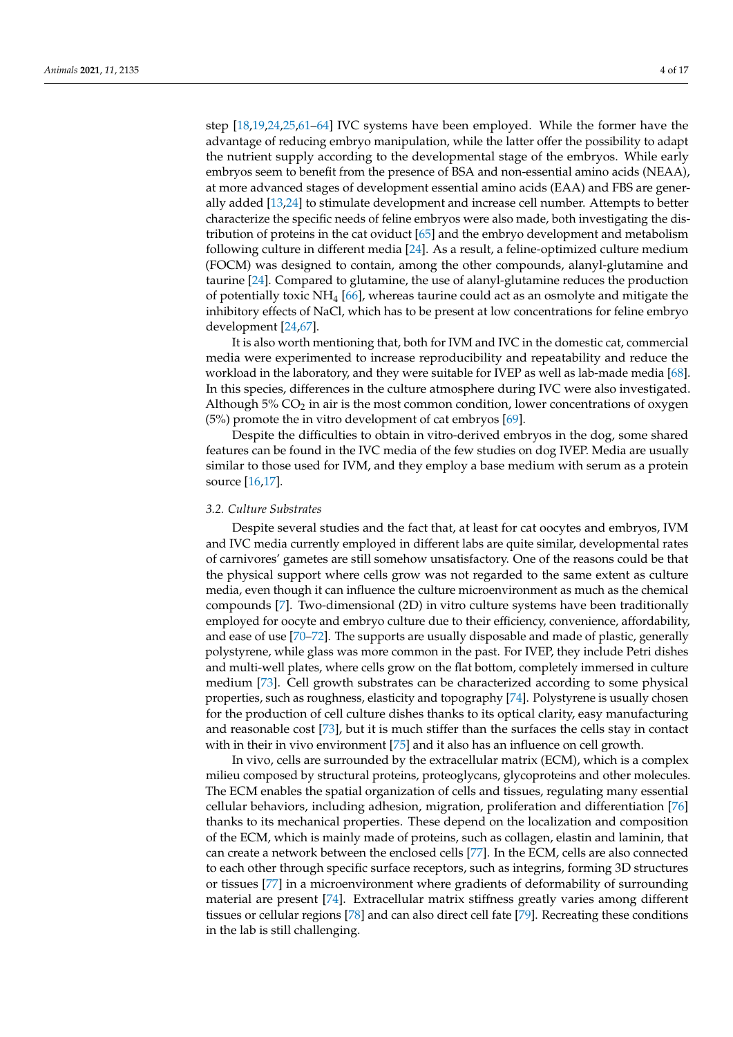step [18,19,24,25,61–64] IVC systems have been employed. While the former have the advantage of reducing embryo manipulation, while the latter offer the possibility to adapt the nutrient supply according to the developmental stage of the embryos. While early embryos seem to benefit from the presence of BSA and non-essential amino acids (NEAA), at more advanced stages of development essential amino acids (EAA) and FBS are generally added [13,24] to stimulate development and increase cell number. Attempts to better characterize the specific needs of feline embryos were also made, both investigating the distribution of proteins in the cat oviduct [65] and the embryo development and metabolism following culture in different media [24]. As a result, a feline-optimized culture medium (FOCM) was designed to contain, among the other compounds, alanyl-glutamine and taurine [24]. Compared to glutamine, the use of alanyl-glutamine reduces the production of potentially toxic $NH_4$ [66], whereas taurine could act as an osmolyte and mitigate the inhibitory effects of NaCl, which has to be present at low concentrations for feline embryo development [24,67].

It is also worth mentioning that, both for IVM and IVC in the domestic cat, commercial media were experimented to increase reproducibility and repeatability and reduce the workload in the laboratory, and they were suitable for IVEP as well as lab-made media [68]. In this species, differences in the culture atmosphere during IVC were also investigated. Although 5% $CO_2$ in air is the most common condition, lower concentrations of oxygen (5%) promote the in vitro development of cat embryos [69].

Despite the difficulties to obtain in vitro-derived embryos in the dog, some shared features can be found in the IVC media of the few studies on dog IVEP. Media are usually similar to those used for IVM, and they employ a base medium with serum as a protein source [16,17].

### *3.2. Culture Substrates*

Despite several studies and the fact that, at least for cat oocytes and embryos, IVM and IVC media currently employed in different labs are quite similar, developmental rates of carnivores' gametes are still somehow unsatisfactory. One of the reasons could be that the physical support where cells grow was not regarded to the same extent as culture media, even though it can influence the culture microenvironment as much as the chemical compounds [7]. Two-dimensional (2D) in vitro culture systems have been traditionally employed for oocyte and embryo culture due to their efficiency, convenience, affordability, and ease of use [70–72]. The supports are usually disposable and made of plastic, generally polystyrene, while glass was more common in the past. For IVEP, they include Petri dishes and multi-well plates, where cells grow on the flat bottom, completely immersed in culture medium [73]. Cell growth substrates can be characterized according to some physical properties, such as roughness, elasticity and topography [74]. Polystyrene is usually chosen for the production of cell culture dishes thanks to its optical clarity, easy manufacturing and reasonable cost [73], but it is much stiffer than the surfaces the cells stay in contact with in their in vivo environment [75] and it also has an influence on cell growth.

In vivo, cells are surrounded by the extracellular matrix (ECM), which is a complex milieu composed by structural proteins, proteoglycans, glycoproteins and other molecules. The ECM enables the spatial organization of cells and tissues, regulating many essential cellular behaviors, including adhesion, migration, proliferation and differentiation [76] thanks to its mechanical properties. These depend on the localization and composition of the ECM, which is mainly made of proteins, such as collagen, elastin and laminin, that can create a network between the enclosed cells [77]. In the ECM, cells are also connected to each other through specific surface receptors, such as integrins, forming 3D structures or tissues [77] in a microenvironment where gradients of deformability of surrounding material are present [74]. Extracellular matrix stiffness greatly varies among different tissues or cellular regions [78] and can also direct cell fate [79]. Recreating these conditions in the lab is still challenging.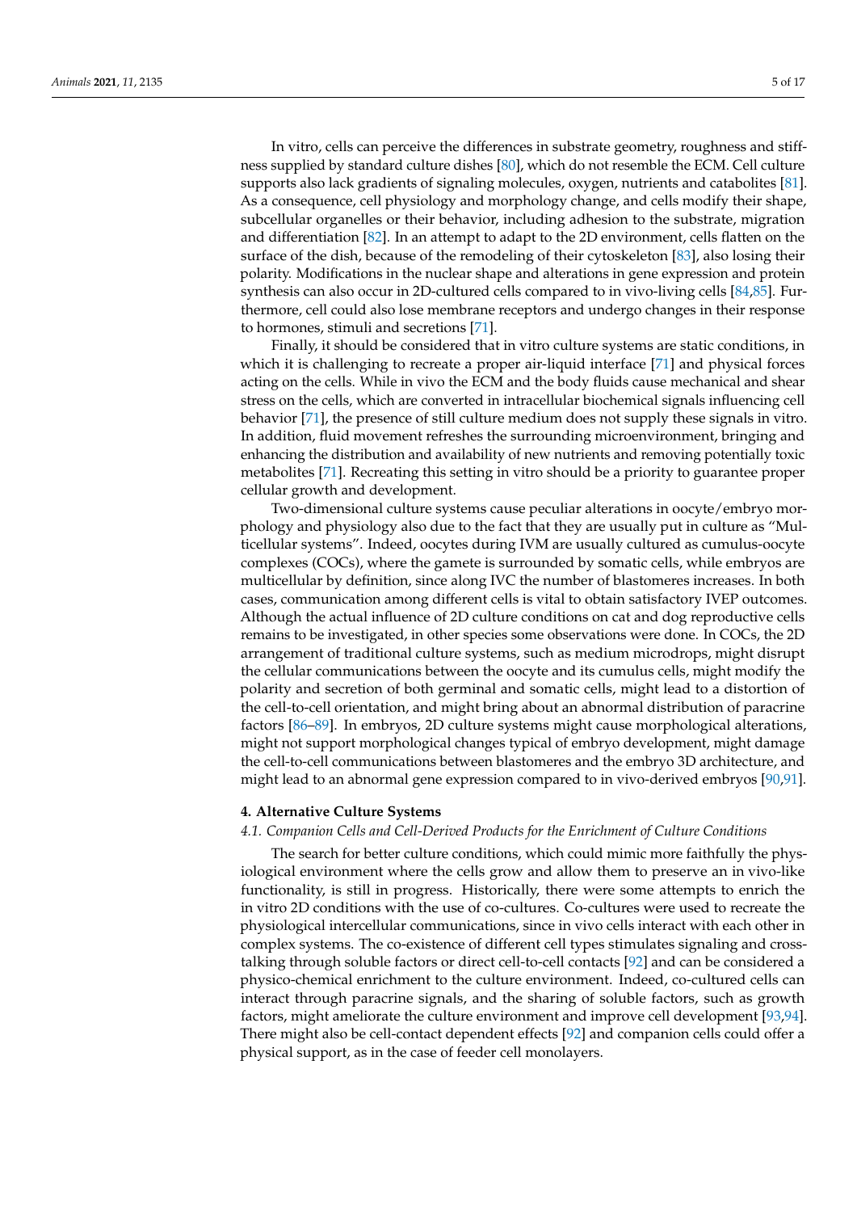In vitro, cells can perceive the differences in substrate geometry, roughness and stiffness supplied by standard culture dishes [80], which do not resemble the ECM. Cell culture supports also lack gradients of signaling molecules, oxygen, nutrients and catabolites [81]. As a consequence, cell physiology and morphology change, and cells modify their shape, subcellular organelles or their behavior, including adhesion to the substrate, migration and differentiation [82]. In an attempt to adapt to the 2D environment, cells flatten on the surface of the dish, because of the remodeling of their cytoskeleton [83], also losing their polarity. Modifications in the nuclear shape and alterations in gene expression and protein synthesis can also occur in 2D-cultured cells compared to in vivo-living cells [84,85]. Furthermore, cell could also lose membrane receptors and undergo changes in their response to hormones, stimuli and secretions [71].

Finally, it should be considered that in vitro culture systems are static conditions, in which it is challenging to recreate a proper air-liquid interface [71] and physical forces acting on the cells. While in vivo the ECM and the body fluids cause mechanical and shear stress on the cells, which are converted in intracellular biochemical signals influencing cell behavior [71], the presence of still culture medium does not supply these signals in vitro. In addition, fluid movement refreshes the surrounding microenvironment, bringing and enhancing the distribution and availability of new nutrients and removing potentially toxic metabolites [71]. Recreating this setting in vitro should be a priority to guarantee proper cellular growth and development.

Two-dimensional culture systems cause peculiar alterations in oocyte/embryo morphology and physiology also due to the fact that they are usually put in culture as "Multicellular systems". Indeed, oocytes during IVM are usually cultured as cumulus-oocyte complexes (COCs), where the gamete is surrounded by somatic cells, while embryos are multicellular by definition, since along IVC the number of blastomeres increases. In both cases, communication among different cells is vital to obtain satisfactory IVEP outcomes. Although the actual influence of 2D culture conditions on cat and dog reproductive cells remains to be investigated, in other species some observations were done. In COCs, the 2D arrangement of traditional culture systems, such as medium microdrops, might disrupt the cellular communications between the oocyte and its cumulus cells, might modify the polarity and secretion of both germinal and somatic cells, might lead to a distortion of the cell-to-cell orientation, and might bring about an abnormal distribution of paracrine factors [86–89]. In embryos, 2D culture systems might cause morphological alterations, might not support morphological changes typical of embryo development, might damage the cell-to-cell communications between blastomeres and the embryo 3D architecture, and might lead to an abnormal gene expression compared to in vivo-derived embryos [90,91].

## 4. Alternative Culture Systems

### *4.1. Companion Cells and Cell-Derived Products for the Enrichment of Culture Conditions*

The search for better culture conditions, which could mimic more faithfully the physiological environment where the cells grow and allow them to preserve an in vivo-like functionality, is still in progress. Historically, there were some attempts to enrich the in vitro 2D conditions with the use of co-cultures. Co-cultures were used to recreate the physiological intercellular communications, since in vivo cells interact with each other in complex systems. The co-existence of different cell types stimulates signaling and cross-talking through soluble factors or direct cell-to-cell contacts [92] and can be considered a physico-chemical enrichment to the culture environment. Indeed, co-cultured cells can interact through paracrine signals, and the sharing of soluble factors, such as growth factors, might ameliorate the culture environment and improve cell development [93,94]. There might also be cell-contact dependent effects [92] and companion cells could offer a physical support, as in the case of feeder cell monolayers.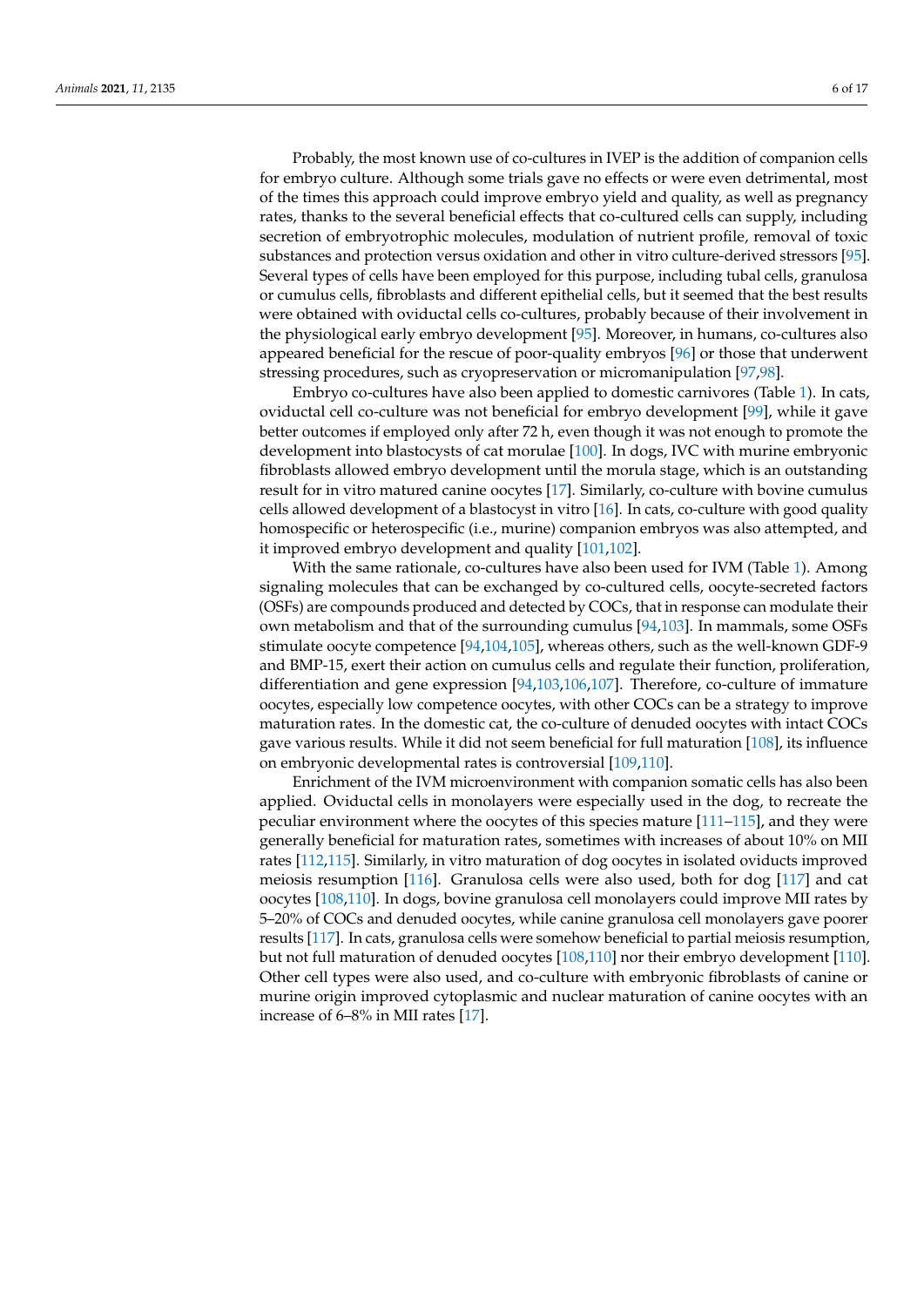Probably, the most known use of co-cultures in IVEP is the addition of companion cells for embryo culture. Although some trials gave no effects or were even detrimental, most of the times this approach could improve embryo yield and quality, as well as pregnancy rates, thanks to the several beneficial effects that co-cultured cells can supply, including secretion of embryotrophic molecules, modulation of nutrient profile, removal of toxic substances and protection versus oxidation and other in vitro culture-derived stressors [95]. Several types of cells have been employed for this purpose, including tubal cells, granulosa or cumulus cells, fibroblasts and different epithelial cells, but it seemed that the best results were obtained with oviductal cells co-cultures, probably because of their involvement in the physiological early embryo development [95]. Moreover, in humans, co-cultures also appeared beneficial for the rescue of poor-quality embryos [96] or those that underwent stressing procedures, such as cryopreservation or micromanipulation [97,98].

Embryo co-cultures have also been applied to domestic carnivores (Table 1). In cats, oviductal cell co-culture was not beneficial for embryo development [99], while it gave better outcomes if employed only after 72 h, even though it was not enough to promote the development into blastocysts of cat morulae [100]. In dogs, IVC with murine embryonic fibroblasts allowed embryo development until the morula stage, which is an outstanding result for in vitro matured canine oocytes [17]. Similarly, co-culture with bovine cumulus cells allowed development of a blastocyst in vitro [16]. In cats, co-culture with good quality homospecific or heterospecific (i.e., murine) companion embryos was also attempted, and it improved embryo development and quality [101,102].

With the same rationale, co-cultures have also been used for IVM (Table 1). Among signaling molecules that can be exchanged by co-cultured cells, oocyte-secreted factors (OSFs) are compounds produced and detected by COCs, that in response can modulate their own metabolism and that of the surrounding cumulus [94,103]. In mammals, some OSFs stimulate oocyte competence [94,104,105], whereas others, such as the well-known GDF-9 and BMP-15, exert their action on cumulus cells and regulate their function, proliferation, differentiation and gene expression [94,103,106,107]. Therefore, co-culture of immature oocytes, especially low competence oocytes, with other COCs can be a strategy to improve maturation rates. In the domestic cat, the co-culture of denuded oocytes with intact COCs gave various results. While it did not seem beneficial for full maturation [108], its influence on embryonic developmental rates is controversial [109,110].

Enrichment of the IVM microenvironment with companion somatic cells has also been applied. Oviductal cells in monolayers were especially used in the dog, to recreate the peculiar environment where the oocytes of this species mature [111–115], and they were generally beneficial for maturation rates, sometimes with increases of about 10% on MII rates [112,115]. Similarly, in vitro maturation of dog oocytes in isolated oviducts improved meiosis resumption [116]. Granulosa cells were also used, both for dog [117] and cat oocytes [108,110]. In dogs, bovine granulosa cell monolayers could improve MII rates by 5–20% of COCs and denuded oocytes, while canine granulosa cell monolayers gave poorer results [117]. In cats, granulosa cells were somehow beneficial to partial meiosis resumption, but not full maturation of denuded oocytes [108,110] nor their embryo development [110]. Other cell types were also used, and co-culture with embryonic fibroblasts of canine or murine origin improved cytoplasmic and nuclear maturation of canine oocytes with an increase of 6–8% in MII rates [17].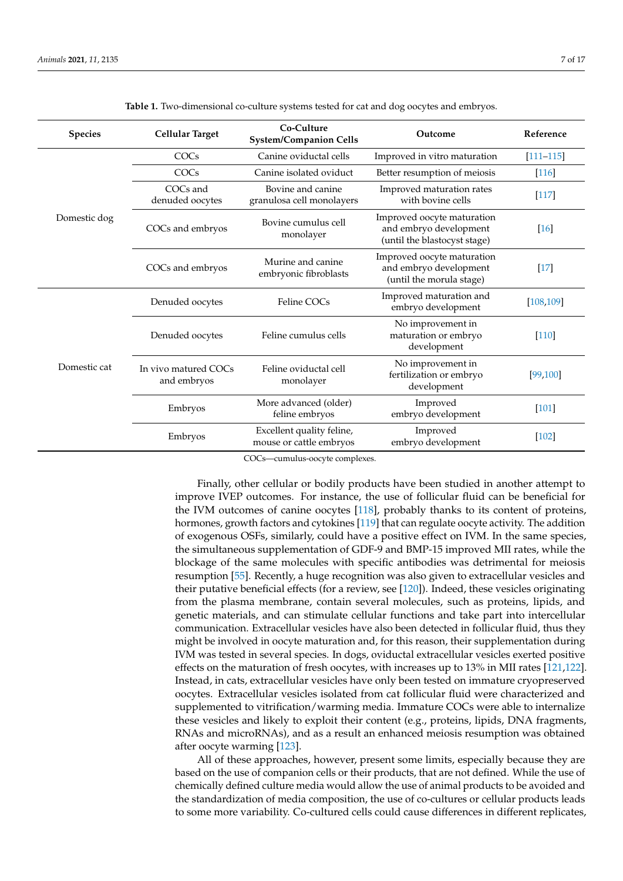**Table 1.** Two-dimensional co-culture systems tested for cat and dog oocytes and embryos.

| Species | Cellular Target | Co-Culture System/Companion Cells | Outcome | Reference |
|---|---|---|---|---|
| Domestic dog | COCs | Canine oviductal cells | Improved in vitro maturation | [111–115] |
| | COCs | Canine isolated oviduct | Better resumption of meiosis | [116] |
| | COCs and denuded oocytes | Bovine and canine granulosa cell monolayers | Improved maturation rates with bovine cells | [117] |
| | COCs and embryos | Bovine cumulus cell monolayer | Improved oocyte maturation and embryo development (until the blastocyst stage) | [16] |
| | COCs and embryos | Murine and canine embryonic fibroblasts | Improved oocyte maturation and embryo development (until the morula stage) | [17] |
| Domestic cat | Denuded oocytes | Feline COCs | Improved maturation and embryo development | [108,109] |
| | Denuded oocytes | Feline cumulus cells | No improvement in maturation or embryo development | [110] |
| | In vivo matured COCs and embryos | Feline oviductal cell monolayer | No improvement in fertilization or embryo development | [99,100] |
| | Embryos | More advanced (older) feline embryos | Improved embryo development | [101] |
| | Embryos | Excellent quality feline, mouse or cattle embryos | Improved embryo development | [102] |

COCs—cumulus-oocyte complexes.

Finally, other cellular or bodily products have been studied in another attempt to improve IVEP outcomes. For instance, the use of follicular fluid can be beneficial for the IVM outcomes of canine oocytes [118], probably thanks to its content of proteins, hormones, growth factors and cytokines [119] that can regulate oocyte activity. The addition of exogenous OSFs, similarly, could have a positive effect on IVM. In the same species, the simultaneous supplementation of GDF-9 and BMP-15 improved MII rates, while the blockage of the same molecules with specific antibodies was detrimental for meiosis resumption [55]. Recently, a huge recognition was also given to extracellular vesicles and their putative beneficial effects (for a review, see [120]). Indeed, these vesicles originating from the plasma membrane, contain several molecules, such as proteins, lipids, and genetic materials, and can stimulate cellular functions and take part into intercellular communication. Extracellular vesicles have also been detected in follicular fluid, thus they might be involved in oocyte maturation and, for this reason, their supplementation during IVM was tested in several species. In dogs, oviductal extracellular vesicles exerted positive effects on the maturation of fresh oocytes, with increases up to 13% in MII rates [121,122]. Instead, in cats, extracellular vesicles have only been tested on immature cryopreserved oocytes. Extracellular vesicles isolated from cat follicular fluid were characterized and supplemented to vitrification/warming media. Immature COCs were able to internalize these vesicles and likely to exploit their content (e.g., proteins, lipids, DNA fragments, RNAs and microRNAs), and as a result an enhanced meiosis resumption was obtained after oocyte warming [123].

All of these approaches, however, present some limits, especially because they are based on the use of companion cells or their products, that are not defined. While the use of chemically defined culture media would allow the use of animal products to be avoided and the standardization of media composition, the use of co-cultures or cellular products leads to some more variability. Co-cultured cells could cause differences in different replicates,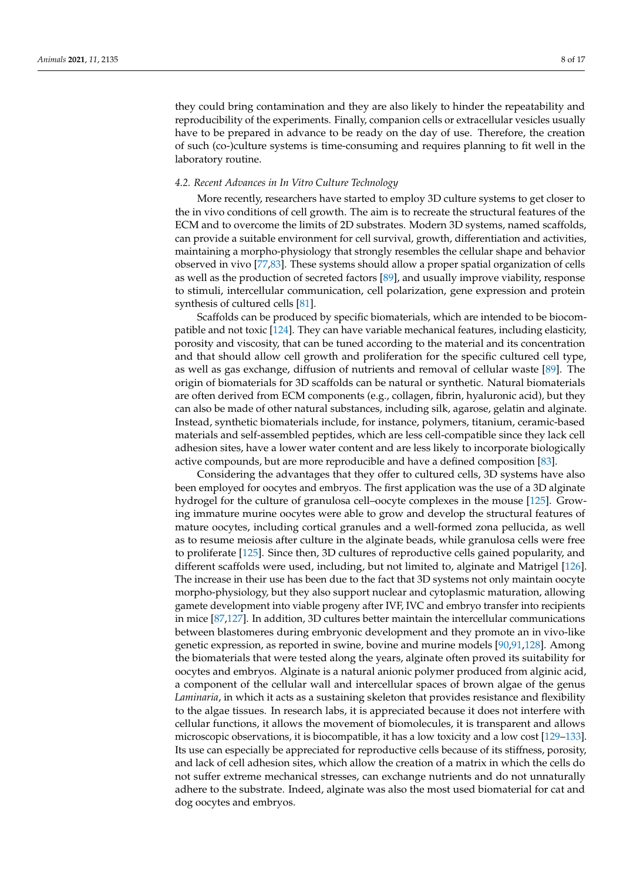they could bring contamination and they are also likely to hinder the repeatability and reproducibility of the experiments. Finally, companion cells or extracellular vesicles usually have to be prepared in advance to be ready on the day of use. Therefore, the creation of such (co-)culture systems is time-consuming and requires planning to fit well in the laboratory routine.

### 4.2. Recent Advances in In Vitro Culture Technology

More recently, researchers have started to employ 3D culture systems to get closer to the in vivo conditions of cell growth. The aim is to recreate the structural features of the ECM and to overcome the limits of 2D substrates. Modern 3D systems, named scaffolds, can provide a suitable environment for cell survival, growth, differentiation and activities, maintaining a morpho-physiology that strongly resembles the cellular shape and behavior observed in vivo [77,83]. These systems should allow a proper spatial organization of cells as well as the production of secreted factors [89], and usually improve viability, response to stimuli, intercellular communication, cell polarization, gene expression and protein synthesis of cultured cells [81].

Scaffolds can be produced by specific biomaterials, which are intended to be biocompatible and not toxic [124]. They can have variable mechanical features, including elasticity, porosity and viscosity, that can be tuned according to the material and its concentration and that should allow cell growth and proliferation for the specific cultured cell type, as well as gas exchange, diffusion of nutrients and removal of cellular waste [89]. The origin of biomaterials for 3D scaffolds can be natural or synthetic. Natural biomaterials are often derived from ECM components (e.g., collagen, fibrin, hyaluronic acid), but they can also be made of other natural substances, including silk, agarose, gelatin and alginate. Instead, synthetic biomaterials include, for instance, polymers, titanium, ceramic-based materials and self-assembled peptides, which are less cell-compatible since they lack cell adhesion sites, have a lower water content and are less likely to incorporate biologically active compounds, but are more reproducible and have a defined composition [83].

Considering the advantages that they offer to cultured cells, 3D systems have also been employed for oocytes and embryos. The first application was the use of a 3D alginate hydrogel for the culture of granulosa cell–oocyte complexes in the mouse [125]. Growing immature murine oocytes were able to grow and develop the structural features of mature oocytes, including cortical granules and a well-formed zona pellucida, as well as to resume meiosis after culture in the alginate beads, while granulosa cells were free to proliferate [125]. Since then, 3D cultures of reproductive cells gained popularity, and different scaffolds were used, including, but not limited to, alginate and Matrigel [126]. The increase in their use has been due to the fact that 3D systems not only maintain oocyte morpho-physiology, but they also support nuclear and cytoplasmic maturation, allowing gamete development into viable progeny after IVF, IVC and embryo transfer into recipients in mice [87,127]. In addition, 3D cultures better maintain the intercellular communications between blastomeres during embryonic development and they promote an in vivo-like genetic expression, as reported in swine, bovine and murine models [90,91,128]. Among the biomaterials that were tested along the years, alginate often proved its suitability for oocytes and embryos. Alginate is a natural anionic polymer produced from alginic acid, a component of the cellular wall and intercellular spaces of brown algae of the genus *Laminaria*, in which it acts as a sustaining skeleton that provides resistance and flexibility to the algae tissues. In research labs, it is appreciated because it does not interfere with cellular functions, it allows the movement of biomolecules, it is transparent and allows microscopic observations, it is biocompatible, it has a low toxicity and a low cost [129–133]. Its use can especially be appreciated for reproductive cells because of its stiffness, porosity, and lack of cell adhesion sites, which allow the creation of a matrix in which the cells do not suffer extreme mechanical stresses, can exchange nutrients and do not unnaturally adhere to the substrate. Indeed, alginate was also the most used biomaterial for cat and dog oocytes and embryos.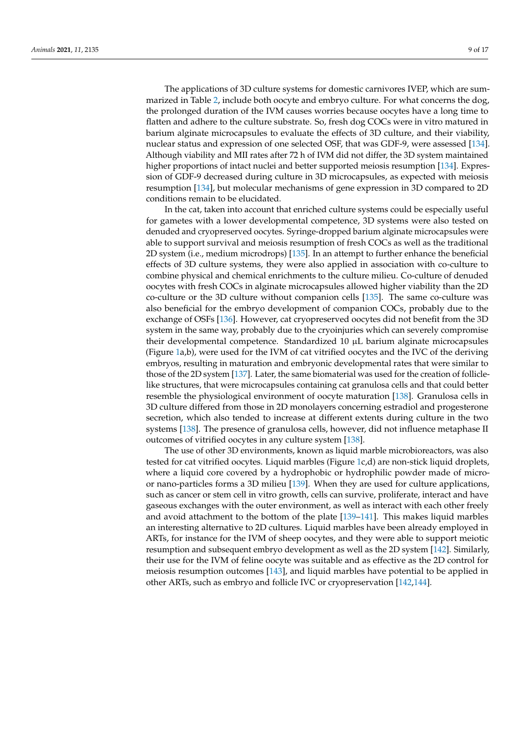The applications of 3D culture systems for domestic carnivores IVEP, which are summarized in Table 2, include both oocyte and embryo culture. For what concerns the dog, the prolonged duration of the IVM causes worries because oocytes have a long time to flatten and adhere to the culture substrate. So, fresh dog COCs were in vitro matured in barium alginate microcapsules to evaluate the effects of 3D culture, and their viability, nuclear status and expression of one selected OSF, that was GDF-9, were assessed [134]. Although viability and MII rates after 72 h of IVM did not differ, the 3D system maintained higher proportions of intact nuclei and better supported meiosis resumption [134]. Expression of GDF-9 decreased during culture in 3D microcapsules, as expected with meiosis resumption [134], but molecular mechanisms of gene expression in 3D compared to 2D conditions remain to be elucidated.

In the cat, taken into account that enriched culture systems could be especially useful for gametes with a lower developmental competence, 3D systems were also tested on denuded and cryopreserved oocytes. Syringe-dropped barium alginate microcapsules were able to support survival and meiosis resumption of fresh COCs as well as the traditional 2D system (i.e., medium microdrops) [135]. In an attempt to further enhance the beneficial effects of 3D culture systems, they were also applied in association with co-culture to combine physical and chemical enrichments to the culture milieu. Co-culture of denuded oocytes with fresh COCs in alginate microcapsules allowed higher viability than the 2D co-culture or the 3D culture without companion cells [135]. The same co-culture was also beneficial for the embryo development of companion COCs, probably due to the exchange of OSFs [136]. However, cat cryopreserved oocytes did not benefit from the 3D system in the same way, probably due to the cryoinjuries which can severely compromise their developmental competence. Standardized 10 µL barium alginate microcapsules (Figure 1a,b), were used for the IVM of cat vitrified oocytes and the IVC of the deriving embryos, resulting in maturation and embryonic developmental rates that were similar to those of the 2D system [137]. Later, the same biomaterial was used for the creation of follicle-like structures, that were microcapsules containing cat granulosa cells and that could better resemble the physiological environment of oocyte maturation [138]. Granulosa cells in 3D culture differed from those in 2D monolayers concerning estradiol and progesterone secretion, which also tended to increase at different extents during culture in the two systems [138]. The presence of granulosa cells, however, did not influence metaphase II outcomes of vitrified oocytes in any culture system [138].

The use of other 3D environments, known as liquid marble microbioreactors, was also tested for cat vitrified oocytes. Liquid marbles (Figure 1c,d) are non-stick liquid droplets, where a liquid core covered by a hydrophobic or hydrophilic powder made of micro- or nano-particles forms a 3D milieu [139]. When they are used for culture applications, such as cancer or stem cell in vitro growth, cells can survive, proliferate, interact and have gaseous exchanges with the outer environment, as well as interact with each other freely and avoid attachment to the bottom of the plate [139–141]. This makes liquid marbles an interesting alternative to 2D cultures. Liquid marbles have been already employed in ARTs, for instance for the IVM of sheep oocytes, and they were able to support meiotic resumption and subsequent embryo development as well as the 2D system [142]. Similarly, their use for the IVM of feline oocyte was suitable and as effective as the 2D control for meiosis resumption outcomes [143], and liquid marbles have potential to be applied in other ARTs, such as embryo and follicle IVC or cryopreservation [142,144].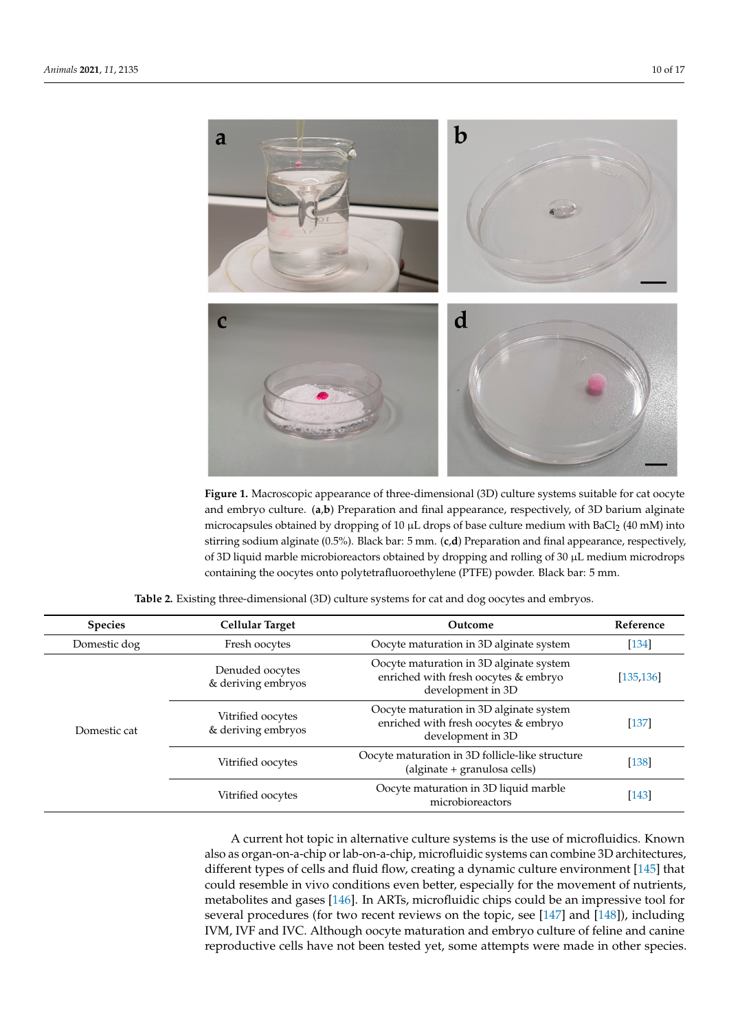**Figure 1.** Macroscopic appearance of three-dimensional (3D) culture systems suitable for cat oocyte and embryo culture. (**a**,**b**) Preparation and final appearance, respectively, of 3D barium alginate microcapsules obtained by dropping of 10 µL drops of base culture medium with $BaCl_2$ (40 mM) into stirring sodium alginate (0.5%). Black bar: 5 mm. (**c**,**d**) Preparation and final appearance, respectively, of 3D liquid marble microbioreactors obtained by dropping and rolling of 30 µL medium microdrops containing the oocytes onto polytetrafluoroethylene (PTFE) powder. Black bar: 5 mm.

**Table 2.** Existing three-dimensional (3D) culture systems for cat and dog oocytes and embryos.

| Species | Cellular Target | Outcome | Reference |
|---|---|---|---|
| Domestic dog | Fresh oocytes | Oocyte maturation in 3D alginate system | [134] |
| Domestic cat | Denuded oocytes & deriving embryos | Oocyte maturation in 3D alginate system enriched with fresh oocytes & embryo development in 3D | [135,136] |
| | Vitrified oocytes & deriving embryos | Oocyte maturation in 3D alginate system enriched with fresh oocytes & embryo development in 3D | [137] |
| | Vitrified oocytes | Oocyte maturation in 3D follicle-like structure (alginate + granulosa cells) | [138] |
| | Vitrified oocytes | Oocyte maturation in 3D liquid marble microbioreactors | [143] |

A current hot topic in alternative culture systems is the use of microfluidics. Known also as organ-on-a-chip or lab-on-a-chip, microfluidic systems can combine 3D architectures, different types of cells and fluid flow, creating a dynamic culture environment [145] that could resemble in vivo conditions even better, especially for the movement of nutrients, metabolites and gases [146]. In ARTs, microfluidic chips could be an impressive tool for several procedures (for two recent reviews on the topic, see [147] and [148]), including IVM, IVF and IVC. Although oocyte maturation and embryo culture of feline and canine reproductive cells have not been tested yet, some attempts were made in other species.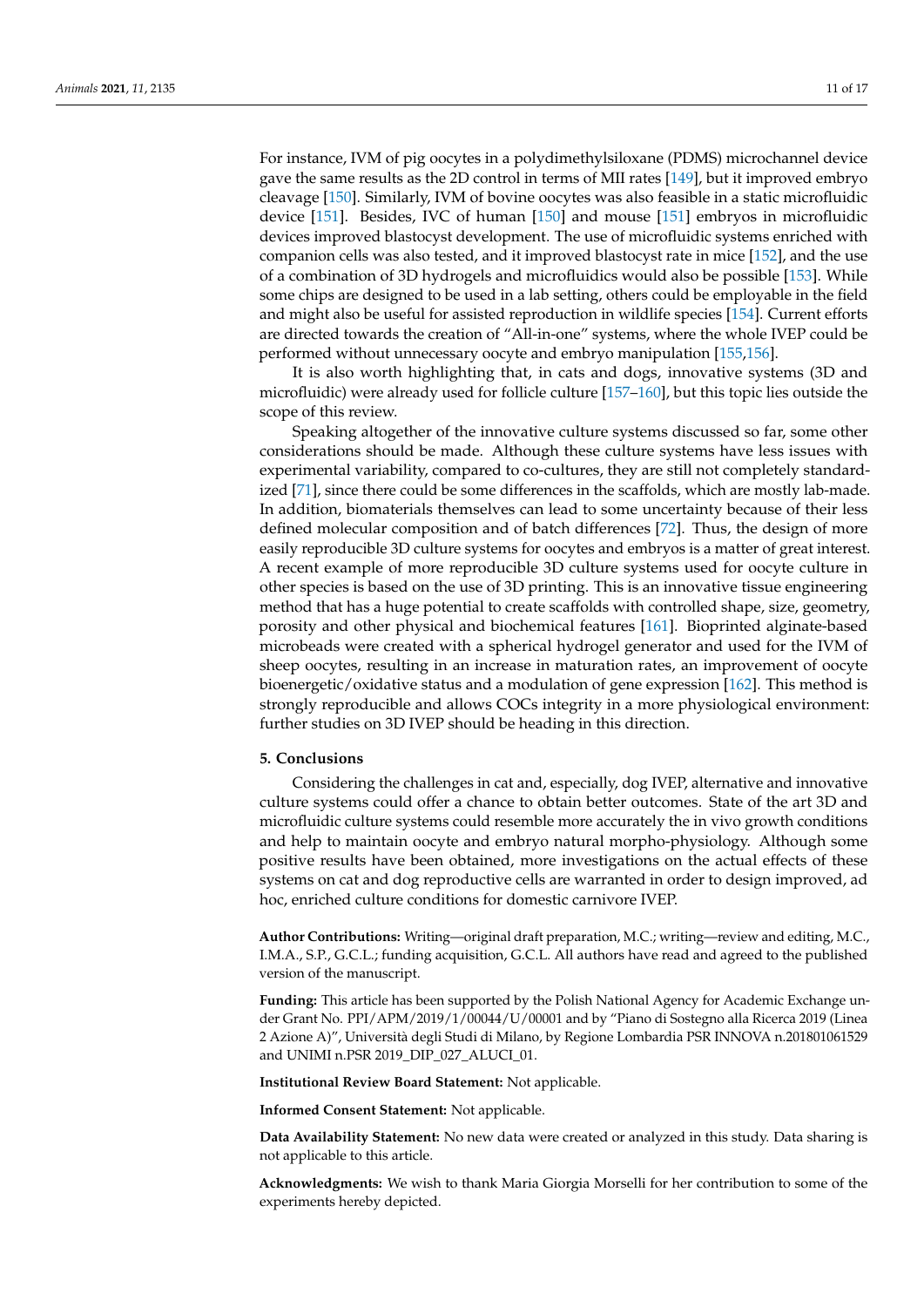For instance, IVM of pig oocytes in a polydimethylsiloxane (PDMS) microchannel device gave the same results as the 2D control in terms of MII rates [149], but it improved embryo cleavage [150]. Similarly, IVM of bovine oocytes was also feasible in a static microfluidic device [151]. Besides, IVC of human [150] and mouse [151] embryos in microfluidic devices improved blastocyst development. The use of microfluidic systems enriched with companion cells was also tested, and it improved blastocyst rate in mice [152], and the use of a combination of 3D hydrogels and microfluidics would also be possible [153]. While some chips are designed to be used in a lab setting, others could be employable in the field and might also be useful for assisted reproduction in wildlife species [154]. Current efforts are directed towards the creation of "All-in-one" systems, where the whole IVEP could be performed without unnecessary oocyte and embryo manipulation [155,156].

It is also worth highlighting that, in cats and dogs, innovative systems (3D and microfluidic) were already used for follicle culture [157–160], but this topic lies outside the scope of this review.

Speaking altogether of the innovative culture systems discussed so far, some other considerations should be made. Although these culture systems have less issues with experimental variability, compared to co-cultures, they are still not completely standardized [71], since there could be some differences in the scaffolds, which are mostly lab-made. In addition, biomaterials themselves can lead to some uncertainty because of their less defined molecular composition and of batch differences [72]. Thus, the design of more easily reproducible 3D culture systems for oocytes and embryos is a matter of great interest. A recent example of more reproducible 3D culture systems used for oocyte culture in other species is based on the use of 3D printing. This is an innovative tissue engineering method that has a huge potential to create scaffolds with controlled shape, size, geometry, porosity and other physical and biochemical features [161]. Bioprinted alginate-based microbeads were created with a spherical hydrogel generator and used for the IVM of sheep oocytes, resulting in an increase in maturation rates, an improvement of oocyte bioenergetic/oxidative status and a modulation of gene expression [162]. This method is strongly reproducible and allows COCs integrity in a more physiological environment: further studies on 3D IVEP should be heading in this direction.

## 5. Conclusions

Considering the challenges in cat and, especially, dog IVEP, alternative and innovative culture systems could offer a chance to obtain better outcomes. State of the art 3D and microfluidic culture systems could resemble more accurately the in vivo growth conditions and help to maintain oocyte and embryo natural morpho-physiology. Although some positive results have been obtained, more investigations on the actual effects of these systems on cat and dog reproductive cells are warranted in order to design improved, ad hoc, enriched culture conditions for domestic carnivore IVEP.

**Author Contributions:** Writing—original draft preparation, M.C.; writing—review and editing, M.C., I.M.A., S.P., G.C.L.; funding acquisition, G.C.L. All authors have read and agreed to the published version of the manuscript.

**Funding:** This article has been supported by the Polish National Agency for Academic Exchange under Grant No. PPI/APM/2019/1/00044/U/00001 and by "Piano di Sostegno alla Ricerca 2019 (Linea 2 Azione A)", Università degli Studi di Milano, by Regione Lombardia PSR INNOVA n.201801061529 and UNIMI n.PSR 2019_DIP_027_ALUCI_01.

**Institutional Review Board Statement:** Not applicable.

**Informed Consent Statement:** Not applicable.

**Data Availability Statement:** No new data were created or analyzed in this study. Data sharing is not applicable to this article.

**Acknowledgments:** We wish to thank Maria Giorgia Morselli for her contribution to some of the experiments hereby depicted.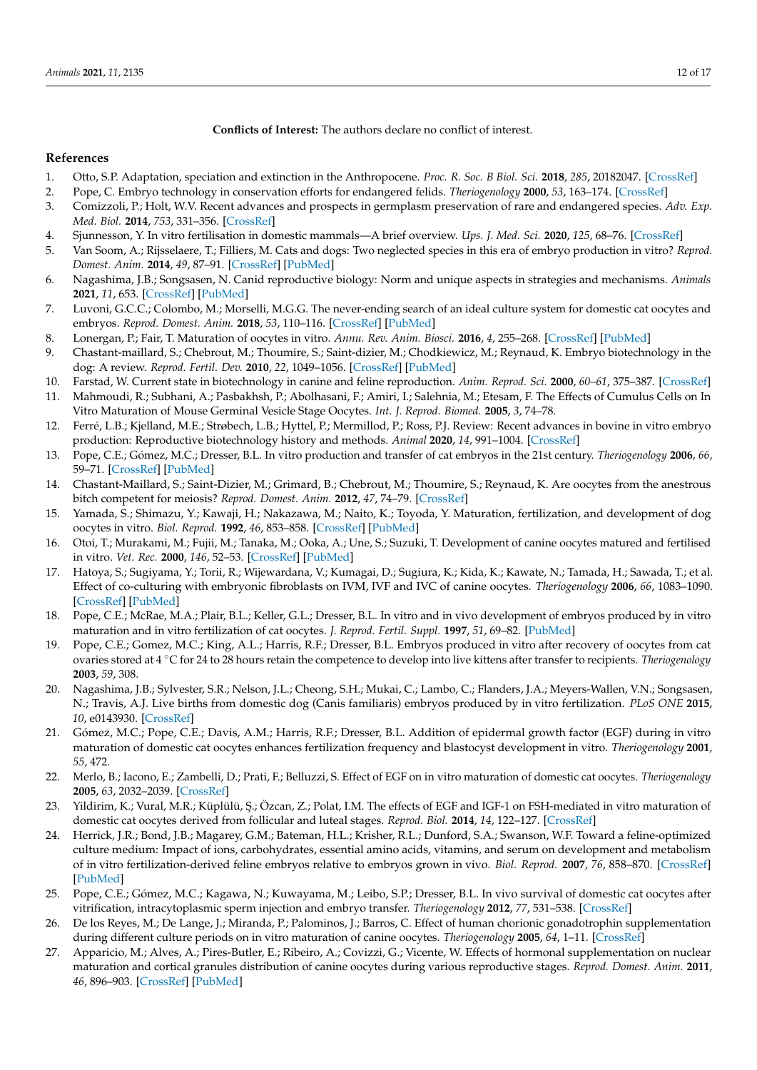**Conflicts of Interest:** The authors declare no conflict of interest.

## References

1. Otto, S.P. Adaptation, speciation and extinction in the Anthropocene. *Proc. R. Soc. B Biol. Sci.* **2018**, *285*, 20182047. [CrossRef]
2. Pope, C. Embryo technology in conservation efforts for endangered felids. *Theriogenology* **2000**, *53*, 163–174. [CrossRef]
3. Comizzoli, P.; Holt, W.V. Recent advances and prospects in germplasm preservation of rare and endangered species. *Adv. Exp. Med. Biol.* **2014**, *753*, 331–356. [CrossRef]
4. Sjunnesson, Y. In vitro fertilisation in domestic mammals—A brief overview. *Ups. J. Med. Sci.* **2020**, *125*, 68–76. [CrossRef]
5. Van Soom, A.; Rijsselaere, T.; Filliers, M. Cats and dogs: Two neglected species in this era of embryo production in vitro? *Reprod. Domest. Anim.* **2014**, *49*, 87–91. [CrossRef] [PubMed]
6. Nagashima, J.B.; Songsasen, N. Canid reproductive biology: Norm and unique aspects in strategies and mechanisms. *Animals* **2021**, *11*, 653. [CrossRef] [PubMed]
7. Luvoni, G.C.C.; Colombo, M.; Morselli, M.G.G. The never-ending search of an ideal culture system for domestic cat oocytes and embryos. *Reprod. Domest. Anim.* **2018**, *53*, 110–116. [CrossRef] [PubMed]
8. Lonergan, P.; Fair, T. Maturation of oocytes in vitro. *Annu. Rev. Anim. Biosci.* **2016**, *4*, 255–268. [CrossRef] [PubMed]
9. Chastant-maillard, S.; Chebrout, M.; Thoumire, S.; Saint-dizier, M.; Chodkiewicz, M.; Reynaud, K. Embryo biotechnology in the dog: A review. *Reprod. Fertil. Dev.* **2010**, *22*, 1049–1056. [CrossRef] [PubMed]
10. Farstad, W. Current state in biotechnology in canine and feline reproduction. *Anim. Reprod. Sci.* **2000**, *60–61*, 375–387. [CrossRef]
11. Mahmoudi, R.; Subhani, A.; Pasbakhsh, P.; Abolhasani, F.; Amiri, I.; Salehnia, M.; Etesam, F. The Effects of Cumulus Cells on In Vitro Maturation of Mouse Germinal Vesicle Stage Oocytes. *Int. J. Reprod. Biomed.* **2005**, *3*, 74–78.
12. Ferré, L.B.; Kjelland, M.E.; Strøbech, L.B.; Hyttel, P.; Mermillod, P.; Ross, P.J. Review: Recent advances in bovine in vitro embryo production: Reproductive biotechnology history and methods. *Animal* **2020**, *14*, 991–1004. [CrossRef]
13. Pope, C.E.; Gómez, M.C.; Dresser, B.L. In vitro production and transfer of cat embryos in the 21st century. *Theriogenology* **2006**, *66*, 59–71. [CrossRef] [PubMed]
14. Chastant-Maillard, S.; Saint-Dizier, M.; Grimard, B.; Chebrout, M.; Thoumire, S.; Reynaud, K. Are oocytes from the anestrous bitch competent for meiosis? *Reprod. Domest. Anim.* **2012**, *47*, 74–79. [CrossRef]
15. Yamada, S.; Shimazu, Y.; Kawaji, H.; Nakazawa, M.; Naito, K.; Toyoda, Y. Maturation, fertilization, and development of dog oocytes in vitro. *Biol. Reprod.* **1992**, *46*, 853–858. [CrossRef] [PubMed]
16. Otoi, T.; Murakami, M.; Fujii, M.; Tanaka, M.; Ooka, A.; Une, S.; Suzuki, T. Development of canine oocytes matured and fertilised in vitro. *Vet. Rec.* **2000**, *146*, 52–53. [CrossRef] [PubMed]
17. Hatoya, S.; Sugiyama, Y.; Torii, R.; Wijewardana, V.; Kumagai, D.; Sugiura, K.; Kida, K.; Kawate, N.; Tamada, H.; Sawada, T.; et al. Effect of co-culturing with embryonic fibroblasts on IVM, IVF and IVC of canine oocytes. *Theriogenology* **2006**, *66*, 1083–1090. [CrossRef] [PubMed]
18. Pope, C.E.; McRae, M.A.; Plair, B.L.; Keller, G.L.; Dresser, B.L. In vitro and in vivo development of embryos produced by in vitro maturation and in vitro fertilization of cat oocytes. *J. Reprod. Fertil. Suppl.* **1997**, *51*, 69–82. [PubMed]
19. Pope, C.E.; Gomez, M.C.; King, A.L.; Harris, R.F.; Dresser, B.L. Embryos produced in vitro after recovery of oocytes from cat ovaries stored at 4 °C for 24 to 28 hours retain the competence to develop into live kittens after transfer to recipients. *Theriogenology* **2003**, *59*, 308.
20. Nagashima, J.B.; Sylvester, S.R.; Nelson, J.L.; Cheong, S.H.; Mukai, C.; Lambo, C.; Flanders, J.A.; Meyers-Wallen, V.N.; Songsasen, N.; Travis, A.J. Live births from domestic dog (Canis familiaris) embryos produced by in vitro fertilization. *PLoS ONE* **2015**, *10*, e0143930. [CrossRef]
21. Gómez, M.C.; Pope, C.E.; Davis, A.M.; Harris, R.F.; Dresser, B.L. Addition of epidermal growth factor (EGF) during in vitro maturation of domestic cat oocytes enhances fertilization frequency and blastocyst development in vitro. *Theriogenology* **2001**, *55*, 472.
22. Merlo, B.; Iacono, E.; Zambelli, D.; Prati, F.; Belluzzi, S. Effect of EGF on in vitro maturation of domestic cat oocytes. *Theriogenology* **2005**, *63*, 2032–2039. [CrossRef]
23. Yildirim, K.; Vural, M.R.; Küplülü, Ş.; Özcan, Z.; Polat, I.M. The effects of EGF and IGF-1 on FSH-mediated in vitro maturation of domestic cat oocytes derived from follicular and luteal stages. *Reprod. Biol.* **2014**, *14*, 122–127. [CrossRef]
24. Herrick, J.R.; Bond, J.B.; Magarey, G.M.; Bateman, H.L.; Krisher, R.L.; Dunford, S.A.; Swanson, W.F. Toward a feline-optimized culture medium: Impact of ions, carbohydrates, essential amino acids, vitamins, and serum on development and metabolism of in vitro fertilization-derived feline embryos relative to embryos grown in vivo. *Biol. Reprod.* **2007**, *76*, 858–870. [CrossRef] [PubMed]
25. Pope, C.E.; Gómez, M.C.; Kagawa, N.; Kuwayama, M.; Leibo, S.P.; Dresser, B.L. In vivo survival of domestic cat oocytes after vitrification, intracytoplasmic sperm injection and embryo transfer. *Theriogenology* **2012**, *77*, 531–538. [CrossRef]
26. De los Reyes, M.; De Lange, J.; Miranda, P.; Palominos, J.; Barros, C. Effect of human chorionic gonadotrophin supplementation during different culture periods on in vitro maturation of canine oocytes. *Theriogenology* **2005**, *64*, 1–11. [CrossRef]
27. Apparicio, M.; Alves, A.; Pires-Butler, E.; Ribeiro, A.; Covizzi, G.; Vicente, W. Effects of hormonal supplementation on nuclear maturation and cortical granules distribution of canine oocytes during various reproductive stages. *Reprod. Domest. Anim.* **2011**, *46*, 896–903. [CrossRef] [PubMed]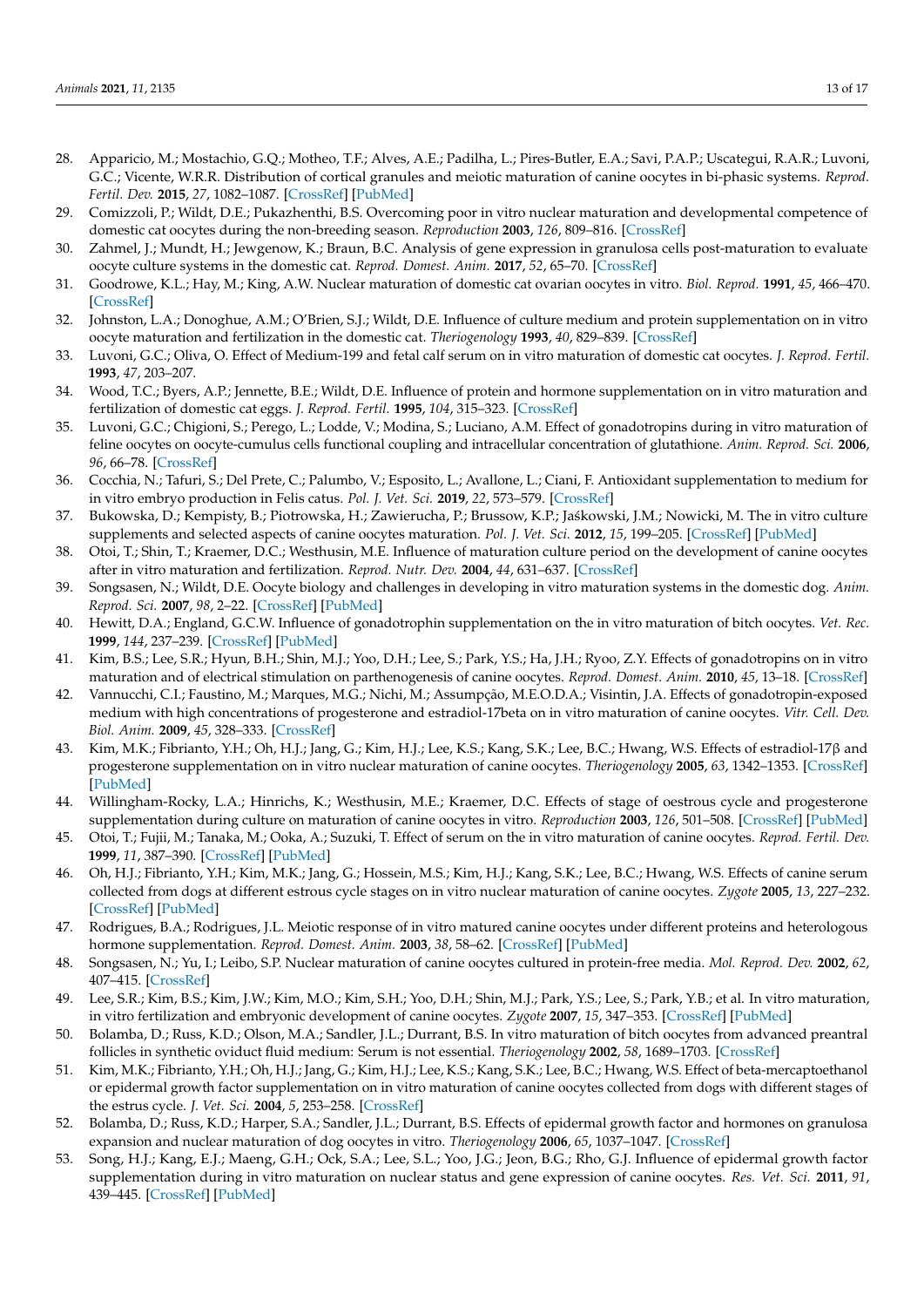28. Apparicio, M.; Mostachio, G.Q.; Motheo, T.F.; Alves, A.E.; Padilha, L.; Pires-Butler, E.A.; Savi, P.A.P.; Uscategui, R.A.R.; Luvoni, G.C.; Vicente, W.R.R. Distribution of cortical granules and meiotic maturation of canine oocytes in bi-phasic systems. *Reprod. Fertil. Dev.* **2015**, *27*, 1082–1087. [CrossRef] [PubMed]
29. Comizzoli, P.; Wildt, D.E.; Pukazhenthi, B.S. Overcoming poor in vitro nuclear maturation and developmental competence of domestic cat oocytes during the non-breeding season. *Reproduction* **2003**, *126*, 809–816. [CrossRef]
30. Zahmel, J.; Mundt, H.; Jewgenow, K.; Braun, B.C. Analysis of gene expression in granulosa cells post-maturation to evaluate oocyte culture systems in the domestic cat. *Reprod. Domest. Anim.* **2017**, *52*, 65–70. [CrossRef]
31. Goodrowe, K.L.; Hay, M.; King, A.W. Nuclear maturation of domestic cat ovarian oocytes in vitro. *Biol. Reprod.* **1991**, *45*, 466–470. [CrossRef]
32. Johnston, L.A.; Donoghue, A.M.; O'Brien, S.J.; Wildt, D.E. Influence of culture medium and protein supplementation on in vitro oocyte maturation and fertilization in the domestic cat. *Theriogenology* **1993**, *40*, 829–839. [CrossRef]
33. Luvoni, G.C.; Oliva, O. Effect of Medium-199 and fetal calf serum on in vitro maturation of domestic cat oocytes. *J. Reprod. Fertil.* **1993**, *47*, 203–207.
34. Wood, T.C.; Byers, A.P.; Jennette, B.E.; Wildt, D.E. Influence of protein and hormone supplementation on in vitro maturation and fertilization of domestic cat eggs. *J. Reprod. Fertil.* **1995**, *104*, 315–323. [CrossRef]
35. Luvoni, G.C.; Chigioni, S.; Perego, L.; Lodde, V.; Modina, S.; Luciano, A.M. Effect of gonadotropins during in vitro maturation of feline oocytes on oocyte-cumulus cells functional coupling and intracellular concentration of glutathione. *Anim. Reprod. Sci.* **2006**, *96*, 66–78. [CrossRef]
36. Cocchia, N.; Tafuri, S.; Del Prete, C.; Palumbo, V.; Esposito, L.; Avallone, L.; Ciani, F. Antioxidant supplementation to medium for in vitro embryo production in Felis catus. *Pol. J. Vet. Sci.* **2019**, *22*, 573–579. [CrossRef]
37. Bukowska, D.; Kempisty, B.; Piotrowska, H.; Zawierucha, P.; Brussow, K.P.; Jaśkowski, J.M.; Nowicki, M. The in vitro culture supplements and selected aspects of canine oocytes maturation. *Pol. J. Vet. Sci.* **2012**, *15*, 199–205. [CrossRef] [PubMed]
38. Otoi, T.; Shin, T.; Kraemer, D.C.; Westhusin, M.E. Influence of maturation culture period on the development of canine oocytes after in vitro maturation and fertilization. *Reprod. Nutr. Dev.* **2004**, *44*, 631–637. [CrossRef]
39. Songsasen, N.; Wildt, D.E. Oocyte biology and challenges in developing in vitro maturation systems in the domestic dog. *Anim. Reprod. Sci.* **2007**, *98*, 2–22. [CrossRef] [PubMed]
40. Hewitt, D.A.; England, G.C.W. Influence of gonadotrophin supplementation on the in vitro maturation of bitch oocytes. *Vet. Rec.* **1999**, *144*, 237–239. [CrossRef] [PubMed]
41. Kim, B.S.; Lee, S.R.; Hyun, B.H.; Shin, M.J.; Yoo, D.H.; Lee, S.; Park, Y.S.; Ha, J.H.; Ryoo, Z.Y. Effects of gonadotropins on in vitro maturation and of electrical stimulation on parthenogenesis of canine oocytes. *Reprod. Domest. Anim.* **2010**, *45*, 13–18. [CrossRef]
42. Vannucchi, C.I.; Faustino, M.; Marques, M.G.; Nichi, M.; Assumpção, M.E.O.D.A.; Visintin, J.A. Effects of gonadotropin-exposed medium with high concentrations of progesterone and estradiol-17beta on in vitro maturation of canine oocytes. *Vitr. Cell. Dev. Biol. Anim.* **2009**, *45*, 328–333. [CrossRef]
43. Kim, M.K.; Fibrianto, Y.H.; Oh, H.J.; Jang, G.; Kim, H.J.; Lee, K.S.; Kang, S.K.; Lee, B.C.; Hwang, W.S. Effects of estradiol-17β and progesterone supplementation on in vitro nuclear maturation of canine oocytes. *Theriogenology* **2005**, *63*, 1342–1353. [CrossRef] [PubMed]
44. Willingham-Rocky, L.A.; Hinrichs, K.; Westhusin, M.E.; Kraemer, D.C. Effects of stage of oestrous cycle and progesterone supplementation during culture on maturation of canine oocytes in vitro. *Reproduction* **2003**, *126*, 501–508. [CrossRef] [PubMed]
45. Otoi, T.; Fujii, M.; Tanaka, M.; Ooka, A.; Suzuki, T. Effect of serum on the in vitro maturation of canine oocytes. *Reprod. Fertil. Dev.* **1999**, *11*, 387–390. [CrossRef] [PubMed]
46. Oh, H.J.; Fibrianto, Y.H.; Kim, M.K.; Jang, G.; Hossein, M.S.; Kim, H.J.; Kang, S.K.; Lee, B.C.; Hwang, W.S. Effects of canine serum collected from dogs at different estrous cycle stages on in vitro nuclear maturation of canine oocytes. *Zygote* **2005**, *13*, 227–232. [CrossRef] [PubMed]
47. Rodrigues, B.A.; Rodrigues, J.L. Meiotic response of in vitro matured canine oocytes under different proteins and heterologous hormone supplementation. *Reprod. Domest. Anim.* **2003**, *38*, 58–62. [CrossRef] [PubMed]
48. Songsasen, N.; Yu, I.; Leibo, S.P. Nuclear maturation of canine oocytes cultured in protein-free media. *Mol. Reprod. Dev.* **2002**, *62*, 407–415. [CrossRef]
49. Lee, S.R.; Kim, B.S.; Kim, J.W.; Kim, M.O.; Kim, S.H.; Yoo, D.H.; Shin, M.J.; Park, Y.S.; Lee, S.; Park, Y.B.; et al. In vitro maturation, in vitro fertilization and embryonic development of canine oocytes. *Zygote* **2007**, *15*, 347–353. [CrossRef] [PubMed]
50. Bolamba, D.; Russ, K.D.; Olson, M.A.; Sandler, J.L.; Durrant, B.S. In vitro maturation of bitch oocytes from advanced preantral follicles in synthetic oviduct fluid medium: Serum is not essential. *Theriogenology* **2002**, *58*, 1689–1703. [CrossRef]
51. Kim, M.K.; Fibrianto, Y.H.; Oh, H.J.; Jang, G.; Kim, H.J.; Lee, K.S.; Kang, S.K.; Lee, B.C.; Hwang, W.S. Effect of beta-mercaptoethanol or epidermal growth factor supplementation on in vitro maturation of canine oocytes collected from dogs with different stages of the estrus cycle. *J. Vet. Sci.* **2004**, *5*, 253–258. [CrossRef]
52. Bolamba, D.; Russ, K.D.; Harper, S.A.; Sandler, J.L.; Durrant, B.S. Effects of epidermal growth factor and hormones on granulosa expansion and nuclear maturation of dog oocytes in vitro. *Theriogenology* **2006**, *65*, 1037–1047. [CrossRef]
53. Song, H.J.; Kang, E.J.; Maeng, G.H.; Ock, S.A.; Lee, S.L.; Yoo, J.G.; Jeon, B.G.; Rho, G.J. Influence of epidermal growth factor supplementation during in vitro maturation on nuclear status and gene expression of canine oocytes. *Res. Vet. Sci.* **2011**, *91*, 439–445. [CrossRef] [PubMed]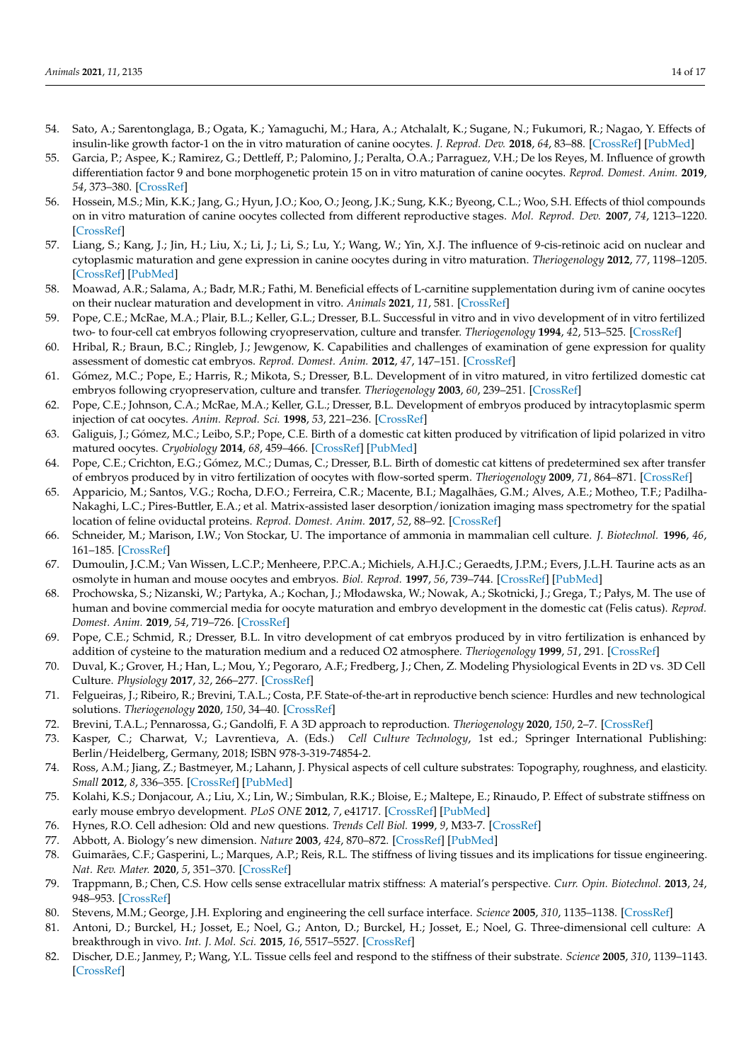54. Sato, A.; Sarentonglaga, B.; Ogata, K.; Yamaguchi, M.; Hara, A.; Atchalalt, K.; Sugane, N.; Fukumori, R.; Nagao, Y. Effects of insulin-like growth factor-1 on the in vitro maturation of canine oocytes. *J. Reprod. Dev.* **2018**, *64*, 83–88. [CrossRef] [PubMed]
55. Garcia, P.; Aspee, K.; Ramirez, G.; Dettleff, P.; Palomino, J.; Peralta, O.A.; Parraguez, V.H.; De los Reyes, M. Influence of growth differentiation factor 9 and bone morphogenetic protein 15 on in vitro maturation of canine oocytes. *Reprod. Domest. Anim.* **2019**, *54*, 373–380. [CrossRef]
56. Hossein, M.S.; Min, K.K.; Jang, G.; Hyun, J.O.; Koo, O.; Jeong, J.K.; Sung, K.K.; Byeong, C.L.; Woo, S.H. Effects of thiol compounds on in vitro maturation of canine oocytes collected from different reproductive stages. *Mol. Reprod. Dev.* **2007**, *74*, 1213–1220. [CrossRef]
57. Liang, S.; Kang, J.; Jin, H.; Liu, X.; Li, J.; Li, S.; Lu, Y.; Wang, W.; Yin, X.J. The influence of 9-cis-retinoic acid on nuclear and cytoplasmic maturation and gene expression in canine oocytes during in vitro maturation. *Theriogenology* **2012**, *77*, 1198–1205. [CrossRef] [PubMed]
58. Moawad, A.R.; Salama, A.; Badr, M.R.; Fathi, M. Beneficial effects of L-carnitine supplementation during ivm of canine oocytes on their nuclear maturation and development in vitro. *Animals* **2021**, *11*, 581. [CrossRef]
59. Pope, C.E.; McRae, M.A.; Plair, B.L.; Keller, G.L.; Dresser, B.L. Successful in vitro and in vivo development of in vitro fertilized two- to four-cell cat embryos following cryopreservation, culture and transfer. *Theriogenology* **1994**, *42*, 513–525. [CrossRef]
60. Hribal, R.; Braun, B.C.; Ringleb, J.; Jewgenow, K. Capabilities and challenges of examination of gene expression for quality assessment of domestic cat embryos. *Reprod. Domest. Anim.* **2012**, *47*, 147–151. [CrossRef]
61. Gómez, M.C.; Pope, E.; Harris, R.; Mikota, S.; Dresser, B.L. Development of in vitro matured, in vitro fertilized domestic cat embryos following cryopreservation, culture and transfer. *Theriogenology* **2003**, *60*, 239–251. [CrossRef]
62. Pope, C.E.; Johnson, C.A.; McRae, M.A.; Keller, G.L.; Dresser, B.L. Development of embryos produced by intracytoplasmic sperm injection of cat oocytes. *Anim. Reprod. Sci.* **1998**, *53*, 221–236. [CrossRef]
63. Galiguis, J.; Gómez, M.C.; Leibo, S.P.; Pope, C.E. Birth of a domestic cat kitten produced by vitrification of lipid polarized in vitro matured oocytes. *Cryobiology* **2014**, *68*, 459–466. [CrossRef] [PubMed]
64. Pope, C.E.; Crichton, E.G.; Gómez, M.C.; Dumas, C.; Dresser, B.L. Birth of domestic cat kittens of predetermined sex after transfer of embryos produced by in vitro fertilization of oocytes with flow-sorted sperm. *Theriogenology* **2009**, *71*, 864–871. [CrossRef]
65. Apparicio, M.; Santos, V.G.; Rocha, D.F.O.; Ferreira, C.R.; Macente, B.I.; Magalhães, G.M.; Alves, A.E.; Motheo, T.F.; Padilha-Nakaghi, L.C.; Pires-Buttler, E.A.; et al. Matrix-assisted laser desorption/ionization imaging mass spectrometry for the spatial location of feline oviductal proteins. *Reprod. Domest. Anim.* **2017**, *52*, 88–92. [CrossRef]
66. Schneider, M.; Marison, I.W.; Von Stockar, U. The importance of ammonia in mammalian cell culture. *J. Biotechnol.* **1996**, *46*, 161–185. [CrossRef]
67. Dumoulin, J.C.M.; Van Wissen, L.C.P.; Menheere, P.P.C.A.; Michiels, A.H.J.C.; Geraedts, J.P.M.; Evers, J.L.H. Taurine acts as an osmolyte in human and mouse oocytes and embryos. *Biol. Reprod.* **1997**, *56*, 739–744. [CrossRef] [PubMed]
68. Prochowska, S.; Nizanski, W.; Partyka, A.; Kochan, J.; Młodawska, W.; Nowak, A.; Skotnicki, J.; Grega, T.; Pałys, M. The use of human and bovine commercial media for oocyte maturation and embryo development in the domestic cat (Felis catus). *Reprod. Domest. Anim.* **2019**, *54*, 719–726. [CrossRef]
69. Pope, C.E.; Schmid, R.; Dresser, B.L. In vitro development of cat embryos produced by in vitro fertilization is enhanced by addition of cysteine to the maturation medium and a reduced O2 atmosphere. *Theriogenology* **1999**, *51*, 291. [CrossRef]
70. Duval, K.; Grover, H.; Han, L.; Mou, Y.; Pegoraro, A.F.; Fredberg, J.; Chen, Z. Modeling Physiological Events in 2D vs. 3D Cell Culture. *Physiology* **2017**, *32*, 266–277. [CrossRef]
71. Felgueiras, J.; Ribeiro, R.; Brevini, T.A.L.; Costa, P.F. State-of-the-art in reproductive bench science: Hurdles and new technological solutions. *Theriogenology* **2020**, *150*, 34–40. [CrossRef]
72. Brevini, T.A.L.; Pennarossa, G.; Gandolfi, F. A 3D approach to reproduction. *Theriogenology* **2020**, *150*, 2–7. [CrossRef]
73. Kasper, C.; Charwat, V.; Lavrentieva, A. (Eds.) *Cell Culture Technology*, 1st ed.; Springer International Publishing: Berlin/Heidelberg, Germany, 2018; ISBN 978-3-319-74854-2.
74. Ross, A.M.; Jiang, Z.; Bastmeyer, M.; Lahann, J. Physical aspects of cell culture substrates: Topography, roughness, and elasticity. *Small* **2012**, *8*, 336–355. [CrossRef] [PubMed]
75. Kolahi, K.S.; Donjacour, A.; Liu, X.; Lin, W.; Simbulan, R.K.; Bloise, E.; Maltepe, E.; Rinaudo, P. Effect of substrate stiffness on early mouse embryo development. *PLoS ONE* **2012**, *7*, e41717. [CrossRef] [PubMed]
76. Hynes, R.O. Cell adhesion: Old and new questions. *Trends Cell Biol.* **1999**, *9*, M33-7. [CrossRef]
77. Abbott, A. Biology's new dimension. *Nature* **2003**, *424*, 870–872. [CrossRef] [PubMed]
78. Guimarães, C.F.; Gasperini, L.; Marques, A.P.; Reis, R.L. The stiffness of living tissues and its implications for tissue engineering. *Nat. Rev. Mater.* **2020**, *5*, 351–370. [CrossRef]
79. Trappmann, B.; Chen, C.S. How cells sense extracellular matrix stiffness: A material's perspective. *Curr. Opin. Biotechnol.* **2013**, *24*, 948–953. [CrossRef]
80. Stevens, M.M.; George, J.H. Exploring and engineering the cell surface interface. *Science* **2005**, *310*, 1135–1138. [CrossRef]
81. Antoni, D.; Burckel, H.; Josset, E.; Noel, G.; Anton, D.; Burckel, H.; Josset, E.; Noel, G. Three-dimensional cell culture: A breakthrough in vivo. *Int. J. Mol. Sci.* **2015**, *16*, 5517–5527. [CrossRef]
82. Discher, D.E.; Janmey, P.; Wang, Y.L. Tissue cells feel and respond to the stiffness of their substrate. *Science* **2005**, *310*, 1139–1143. [CrossRef]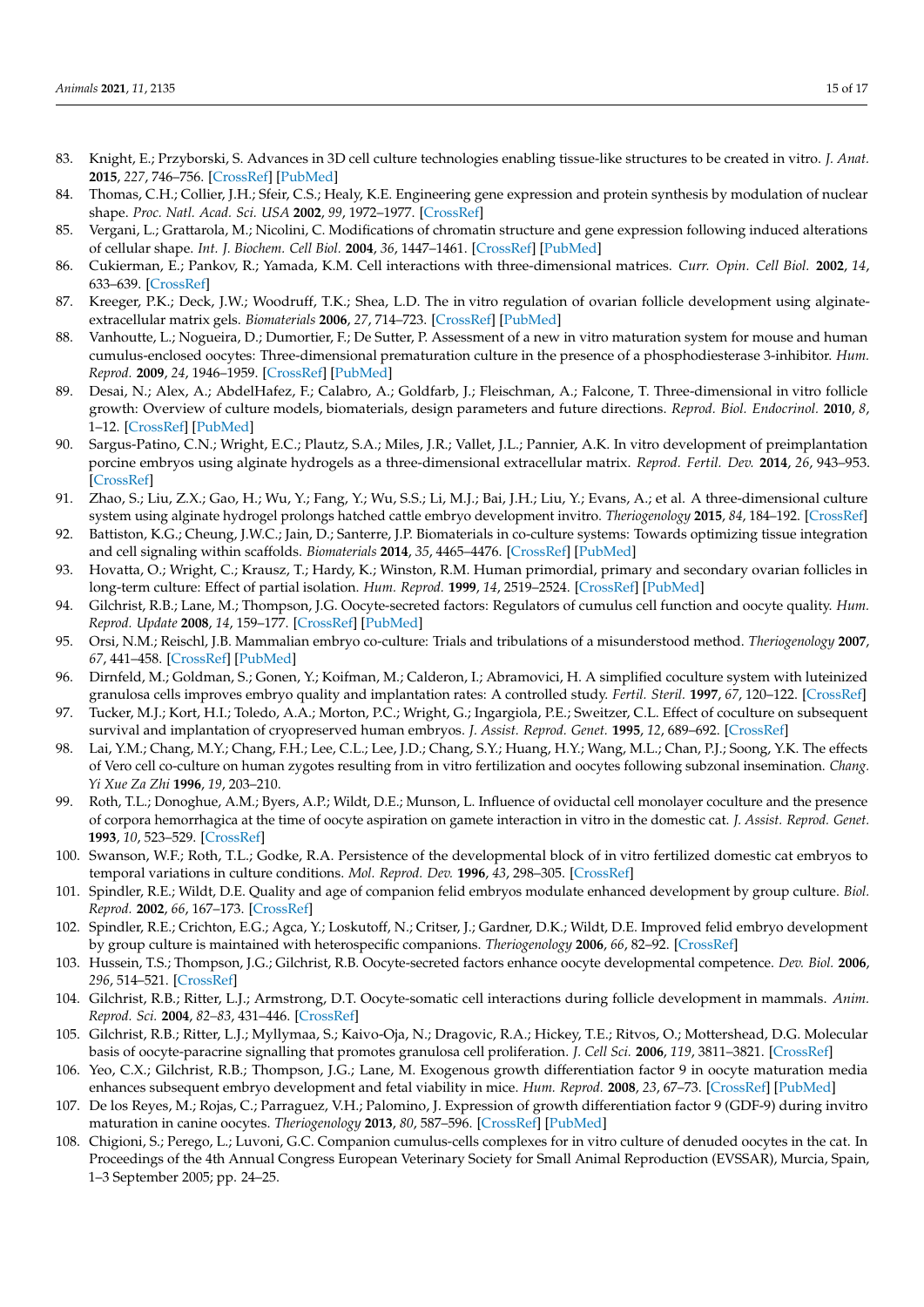83. Knight, E.; Przyborski, S. Advances in 3D cell culture technologies enabling tissue-like structures to be created in vitro. *J. Anat.* **2015**, *227*, 746–756. [CrossRef] [PubMed]
84. Thomas, C.H.; Collier, J.H.; Sfeir, C.S.; Healy, K.E. Engineering gene expression and protein synthesis by modulation of nuclear shape. *Proc. Natl. Acad. Sci. USA* **2002**, *99*, 1972–1977. [CrossRef]
85. Vergani, L.; Grattarola, M.; Nicolini, C. Modifications of chromatin structure and gene expression following induced alterations of cellular shape. *Int. J. Biochem. Cell Biol.* **2004**, *36*, 1447–1461. [CrossRef] [PubMed]
86. Cukierman, E.; Pankov, R.; Yamada, K.M. Cell interactions with three-dimensional matrices. *Curr. Opin. Cell Biol.* **2002**, *14*, 633–639. [CrossRef]
87. Kreeger, P.K.; Deck, J.W.; Woodruff, T.K.; Shea, L.D. The in vitro regulation of ovarian follicle development using alginate-extracellular matrix gels. *Biomaterials* **2006**, *27*, 714–723. [CrossRef] [PubMed]
88. Vanhoutte, L.; Nogueira, D.; Dumortier, F.; De Sutter, P. Assessment of a new in vitro maturation system for mouse and human cumulus-enclosed oocytes: Three-dimensional prematuration culture in the presence of a phosphodiesterase 3-inhibitor. *Hum. Reprod.* **2009**, *24*, 1946–1959. [CrossRef] [PubMed]
89. Desai, N.; Alex, A.; AbdelHafez, F.; Calabro, A.; Goldfarb, J.; Fleischman, A.; Falcone, T. Three-dimensional in vitro follicle growth: Overview of culture models, biomaterials, design parameters and future directions. *Reprod. Biol. Endocrinol.* **2010**, *8*, 1–12. [CrossRef] [PubMed]
90. Sargus-Patino, C.N.; Wright, E.C.; Plautz, S.A.; Miles, J.R.; Vallet, J.L.; Pannier, A.K. In vitro development of preimplantation porcine embryos using alginate hydrogels as a three-dimensional extracellular matrix. *Reprod. Fertil. Dev.* **2014**, *26*, 943–953. [CrossRef]
91. Zhao, S.; Liu, Z.X.; Gao, H.; Wu, Y.; Fang, Y.; Wu, S.S.; Li, M.J.; Bai, J.H.; Liu, Y.; Evans, A.; et al. A three-dimensional culture system using alginate hydrogel prolongs hatched cattle embryo development invitro. *Theriogenology* **2015**, *84*, 184–192. [CrossRef]
92. Battiston, K.G.; Cheung, J.W.C.; Jain, D.; Santerre, J.P. Biomaterials in co-culture systems: Towards optimizing tissue integration and cell signaling within scaffolds. *Biomaterials* **2014**, *35*, 4465–4476. [CrossRef] [PubMed]
93. Hovatta, O.; Wright, C.; Krausz, T.; Hardy, K.; Winston, R.M. Human primordial, primary and secondary ovarian follicles in long-term culture: Effect of partial isolation. *Hum. Reprod.* **1999**, *14*, 2519–2524. [CrossRef] [PubMed]
94. Gilchrist, R.B.; Lane, M.; Thompson, J.G. Oocyte-secreted factors: Regulators of cumulus cell function and oocyte quality. *Hum. Reprod. Update* **2008**, *14*, 159–177. [CrossRef] [PubMed]
95. Orsi, N.M.; Reischl, J.B. Mammalian embryo co-culture: Trials and tribulations of a misunderstood method. *Theriogenology* **2007**, *67*, 441–458. [CrossRef] [PubMed]
96. Dirnfeld, M.; Goldman, S.; Gonen, Y.; Koifman, M.; Calderon, I.; Abramovici, H. A simplified coculture system with luteinized granulosa cells improves embryo quality and implantation rates: A controlled study. *Fertil. Steril.* **1997**, *67*, 120–122. [CrossRef]
97. Tucker, M.J.; Kort, H.I.; Toledo, A.A.; Morton, P.C.; Wright, G.; Ingargiola, P.E.; Sweitzer, C.L. Effect of coculture on subsequent survival and implantation of cryopreserved human embryos. *J. Assist. Reprod. Genet.* **1995**, *12*, 689–692. [CrossRef]
98. Lai, Y.M.; Chang, M.Y.; Chang, F.H.; Lee, C.L.; Lee, J.D.; Chang, S.Y.; Huang, H.Y.; Wang, M.L.; Chan, P.J.; Soong, Y.K. The effects of Vero cell co-culture on human zygotes resulting from in vitro fertilization and oocytes following subzonal insemination. *Chang. Yi Xue Za Zhi* **1996**, *19*, 203–210.
99. Roth, T.L.; Donoghue, A.M.; Byers, A.P.; Wildt, D.E.; Munson, L. Influence of oviductal cell monolayer coculture and the presence of corpora hemorrhagica at the time of oocyte aspiration on gamete interaction in vitro in the domestic cat. *J. Assist. Reprod. Genet.* **1993**, *10*, 523–529. [CrossRef]
100. Swanson, W.F.; Roth, T.L.; Godke, R.A. Persistence of the developmental block of in vitro fertilized domestic cat embryos to temporal variations in culture conditions. *Mol. Reprod. Dev.* **1996**, *43*, 298–305. [CrossRef]
101. Spindler, R.E.; Wildt, D.E. Quality and age of companion felid embryos modulate enhanced development by group culture. *Biol. Reprod.* **2002**, *66*, 167–173. [CrossRef]
102. Spindler, R.E.; Crichton, E.G.; Agca, Y.; Loskutoff, N.; Critser, J.; Gardner, D.K.; Wildt, D.E. Improved felid embryo development by group culture is maintained with heterospecific companions. *Theriogenology* **2006**, *66*, 82–92. [CrossRef]
103. Hussein, T.S.; Thompson, J.G.; Gilchrist, R.B. Oocyte-secreted factors enhance oocyte developmental competence. *Dev. Biol.* **2006**, *296*, 514–521. [CrossRef]
104. Gilchrist, R.B.; Ritter, L.J.; Armstrong, D.T. Oocyte-somatic cell interactions during follicle development in mammals. *Anim. Reprod. Sci.* **2004**, *82–83*, 431–446. [CrossRef]
105. Gilchrist, R.B.; Ritter, L.J.; Myllymaa, S.; Kaivo-Oja, N.; Dragovic, R.A.; Hickey, T.E.; Ritvos, O.; Mottershead, D.G. Molecular basis of oocyte-paracrine signalling that promotes granulosa cell proliferation. *J. Cell Sci.* **2006**, *119*, 3811–3821. [CrossRef]
106. Yeo, C.X.; Gilchrist, R.B.; Thompson, J.G.; Lane, M. Exogenous growth differentiation factor 9 in oocyte maturation media enhances subsequent embryo development and fetal viability in mice. *Hum. Reprod.* **2008**, *23*, 67–73. [CrossRef] [PubMed]
107. De los Reyes, M.; Rojas, C.; Parraguez, V.H.; Palomino, J. Expression of growth differentiation factor 9 (GDF-9) during invitro maturation in canine oocytes. *Theriogenology* **2013**, *80*, 587–596. [CrossRef] [PubMed]
108. Chigioni, S.; Perego, L.; Luvoni, G.C. Companion cumulus-cells complexes for in vitro culture of denuded oocytes in the cat. In Proceedings of the 4th Annual Congress European Veterinary Society for Small Animal Reproduction (EVSSAR), Murcia, Spain, 1–3 September 2005; pp. 24–25.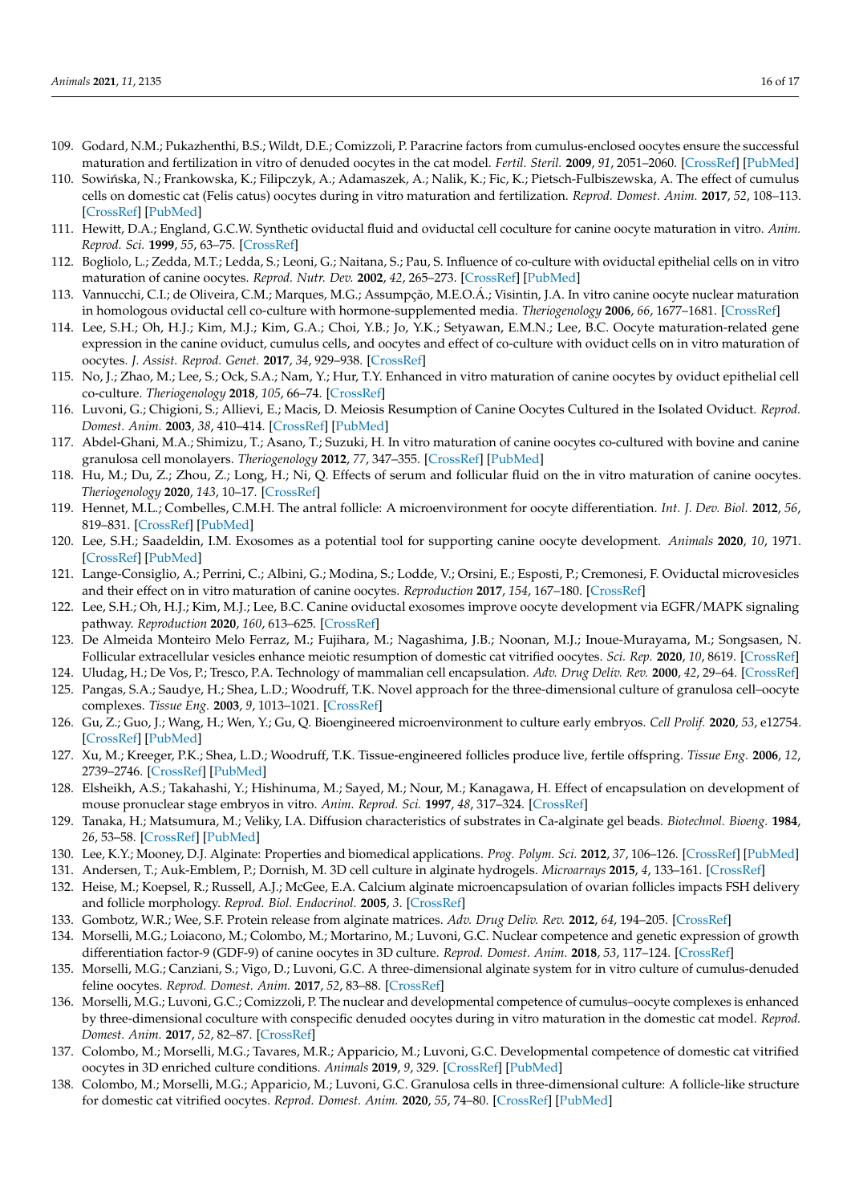109. Godard, N.M.; Pukazhenthi, B.S.; Wildt, D.E.; Comizzoli, P. Paracrine factors from cumulus-enclosed oocytes ensure the successful maturation and fertilization in vitro of denuded oocytes in the cat model. *Fertil. Steril.* **2009**, *91*, 2051–2060. [CrossRef] [PubMed]
110. Sowińska, N.; Frankowska, K.; Filipczyk, A.; Adamaszek, A.; Nalik, K.; Fic, K.; Pietsch-Fulbiszewska, A. The effect of cumulus cells on domestic cat (Felis catus) oocytes during in vitro maturation and fertilization. *Reprod. Domest. Anim.* **2017**, *52*, 108–113. [CrossRef] [PubMed]
111. Hewitt, D.A.; England, G.C.W. Synthetic oviductal fluid and oviductal cell coculture for canine oocyte maturation in vitro. *Anim. Reprod. Sci.* **1999**, *55*, 63–75. [CrossRef]
112. Bogliolo, L.; Zedda, M.T.; Ledda, S.; Leoni, G.; Naitana, S.; Pau, S. Influence of co-culture with oviductal epithelial cells on in vitro maturation of canine oocytes. *Reprod. Nutr. Dev.* **2002**, *42*, 265–273. [CrossRef] [PubMed]
113. Vannucchi, C.I.; de Oliveira, C.M.; Marques, M.G.; Assumpção, M.E.O.Á.; Visintin, J.A. In vitro canine oocyte nuclear maturation in homologous oviductal cell co-culture with hormone-supplemented media. *Theriogenology* **2006**, *66*, 1677–1681. [CrossRef]
114. Lee, S.H.; Oh, H.J.; Kim, M.J.; Kim, G.A.; Choi, Y.B.; Jo, Y.K.; Setyawan, E.M.N.; Lee, B.C. Oocyte maturation-related gene expression in the canine oviduct, cumulus cells, and oocytes and effect of co-culture with oviduct cells on in vitro maturation of oocytes. *J. Assist. Reprod. Genet.* **2017**, *34*, 929–938. [CrossRef]
115. No, J.; Zhao, M.; Lee, S.; Ock, S.A.; Nam, Y.; Hur, T.Y. Enhanced in vitro maturation of canine oocytes by oviduct epithelial cell co-culture. *Theriogenology* **2018**, *105*, 66–74. [CrossRef]
116. Luvoni, G.; Chigioni, S.; Allievi, E.; Macis, D. Meiosis Resumption of Canine Oocytes Cultured in the Isolated Oviduct. *Reprod. Domest. Anim.* **2003**, *38*, 410–414. [CrossRef] [PubMed]
117. Abdel-Ghani, M.A.; Shimizu, T.; Asano, T.; Suzuki, H. In vitro maturation of canine oocytes co-cultured with bovine and canine granulosa cell monolayers. *Theriogenology* **2012**, *77*, 347–355. [CrossRef] [PubMed]
118. Hu, M.; Du, Z.; Zhou, Z.; Long, H.; Ni, Q. Effects of serum and follicular fluid on the in vitro maturation of canine oocytes. *Theriogenology* **2020**, *143*, 10–17. [CrossRef]
119. Hennet, M.L.; Combelles, C.M.H. The antral follicle: A microenvironment for oocyte differentiation. *Int. J. Dev. Biol.* **2012**, *56*, 819–831. [CrossRef] [PubMed]
120. Lee, S.H.; Saadeldin, I.M. Exosomes as a potential tool for supporting canine oocyte development. *Animals* **2020**, *10*, 1971. [CrossRef] [PubMed]
121. Lange-Consiglio, A.; Perrini, C.; Albini, G.; Modina, S.; Lodde, V.; Orsini, E.; Esposti, P.; Cremonesi, F. Oviductal microvesicles and their effect on in vitro maturation of canine oocytes. *Reproduction* **2017**, *154*, 167–180. [CrossRef]
122. Lee, S.H.; Oh, H.J.; Kim, M.J.; Lee, B.C. Canine oviductal exosomes improve oocyte development via EGFR/MAPK signaling pathway. *Reproduction* **2020**, *160*, 613–625. [CrossRef]
123. De Almeida Monteiro Melo Ferraz, M.; Fujihara, M.; Nagashima, J.B.; Noonan, M.J.; Inoue-Murayama, M.; Songsasen, N. Follicular extracellular vesicles enhance meiotic resumption of domestic cat vitrified oocytes. *Sci. Rep.* **2020**, *10*, 8619. [CrossRef]
124. Uludag, H.; De Vos, P.; Tresco, P.A. Technology of mammalian cell encapsulation. *Adv. Drug Deliv. Rev.* **2000**, *42*, 29–64. [CrossRef]
125. Pangas, S.A.; Saudye, H.; Shea, L.D.; Woodruff, T.K. Novel approach for the three-dimensional culture of granulosa cell–oocyte complexes. *Tissue Eng.* **2003**, *9*, 1013–1021. [CrossRef]
126. Gu, Z.; Guo, J.; Wang, H.; Wen, Y.; Gu, Q. Bioengineered microenvironment to culture early embryos. *Cell Prolif.* **2020**, *53*, e12754. [CrossRef] [PubMed]
127. Xu, M.; Kreeger, P.K.; Shea, L.D.; Woodruff, T.K. Tissue-engineered follicles produce live, fertile offspring. *Tissue Eng.* **2006**, *12*, 2739–2746. [CrossRef] [PubMed]
128. Elsheikh, A.S.; Takahashi, Y.; Hishinuma, M.; Sayed, M.; Nour, M.; Kanagawa, H. Effect of encapsulation on development of mouse pronuclear stage embryos in vitro. *Anim. Reprod. Sci.* **1997**, *48*, 317–324. [CrossRef]
129. Tanaka, H.; Matsumura, M.; Veliky, I.A. Diffusion characteristics of substrates in Ca-alginate gel beads. *Biotechnol. Bioeng.* **1984**, *26*, 53–58. [CrossRef] [PubMed]
130. Lee, K.Y.; Mooney, D.J. Alginate: Properties and biomedical applications. *Prog. Polym. Sci.* **2012**, *37*, 106–126. [CrossRef] [PubMed]
131. Andersen, T.; Auk-Emblem, P.; Dornish, M. 3D cell culture in alginate hydrogels. *Microarrays* **2015**, *4*, 133–161. [CrossRef]
132. Heise, M.; Koepsel, R.; Russell, A.J.; McGee, E.A. Calcium alginate microencapsulation of ovarian follicles impacts FSH delivery and follicle morphology. *Reprod. Biol. Endocrinol.* **2005**, *3*. [CrossRef]
133. Gombotz, W.R.; Wee, S.F. Protein release from alginate matrices. *Adv. Drug Deliv. Rev.* **2012**, *64*, 194–205. [CrossRef]
134. Morselli, M.G.; Loiacono, M.; Colombo, M.; Mortarino, M.; Luvoni, G.C. Nuclear competence and genetic expression of growth differentiation factor-9 (GDF-9) of canine oocytes in 3D culture. *Reprod. Domest. Anim.* **2018**, *53*, 117–124. [CrossRef]
135. Morselli, M.G.; Canziani, S.; Vigo, D.; Luvoni, G.C. A three-dimensional alginate system for in vitro culture of cumulus-denuded feline oocytes. *Reprod. Domest. Anim.* **2017**, *52*, 83–88. [CrossRef]
136. Morselli, M.G.; Luvoni, G.C.; Comizzoli, P. The nuclear and developmental competence of cumulus–oocyte complexes is enhanced by three-dimensional coculture with conspecific denuded oocytes during in vitro maturation in the domestic cat model. *Reprod. Domest. Anim.* **2017**, *52*, 82–87. [CrossRef]
137. Colombo, M.; Morselli, M.G.; Tavares, M.R.; Apparicio, M.; Luvoni, G.C. Developmental competence of domestic cat vitrified oocytes in 3D enriched culture conditions. *Animals* **2019**, *9*, 329. [CrossRef] [PubMed]
138. Colombo, M.; Morselli, M.G.; Apparicio, M.; Luvoni, G.C. Granulosa cells in three-dimensional culture: A follicle-like structure for domestic cat vitrified oocytes. *Reprod. Domest. Anim.* **2020**, *55*, 74–80. [CrossRef] [PubMed]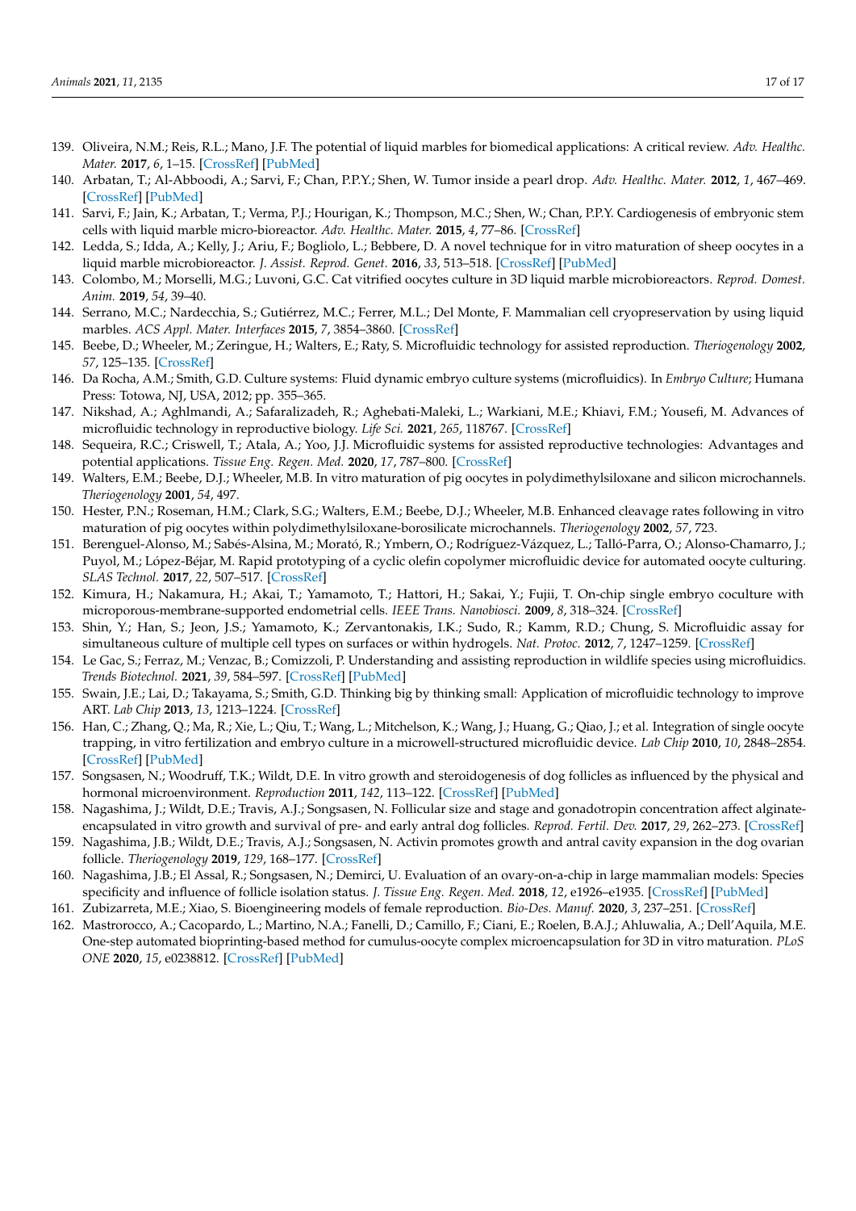139. Oliveira, N.M.; Reis, R.L.; Mano, J.F. The potential of liquid marbles for biomedical applications: A critical review. *Adv. Healthc. Mater.* **2017**, *6*, 1–15. [CrossRef] [PubMed]
140. Arbatan, T.; Al-Abboodi, A.; Sarvi, F.; Chan, P.P.Y.; Shen, W. Tumor inside a pearl drop. *Adv. Healthc. Mater.* **2012**, *1*, 467–469. [CrossRef] [PubMed]
141. Sarvi, F.; Jain, K.; Arbatan, T.; Verma, P.J.; Hourigan, K.; Thompson, M.C.; Shen, W.; Chan, P.P.Y. Cardiogenesis of embryonic stem cells with liquid marble micro-bioreactor. *Adv. Healthc. Mater.* **2015**, *4*, 77–86. [CrossRef]
142. Ledda, S.; Idda, A.; Kelly, J.; Ariu, F.; Bogliolo, L.; Bebbere, D. A novel technique for in vitro maturation of sheep oocytes in a liquid marble microbioreactor. *J. Assist. Reprod. Genet.* **2016**, *33*, 513–518. [CrossRef] [PubMed]
143. Colombo, M.; Morselli, M.G.; Luvoni, G.C. Cat vitrified oocytes culture in 3D liquid marble microbioreactors. *Reprod. Domest. Anim.* **2019**, *54*, 39–40.
144. Serrano, M.C.; Nardecchia, S.; Gutiérrez, M.C.; Ferrer, M.L.; Del Monte, F. Mammalian cell cryopreservation by using liquid marbles. *ACS Appl. Mater. Interfaces* **2015**, *7*, 3854–3860. [CrossRef]
145. Beebe, D.; Wheeler, M.; Zeringue, H.; Walters, E.; Raty, S. Microfluidic technology for assisted reproduction. *Theriogenology* **2002**, *57*, 125–135. [CrossRef]
146. Da Rocha, A.M.; Smith, G.D. Culture systems: Fluid dynamic embryo culture systems (microfluidics). In *Embryo Culture*; Humana Press: Totowa, NJ, USA, 2012; pp. 355–365.
147. Nikshad, A.; Aghlmandi, A.; Safaralizadeh, R.; Aghebati-Maleki, L.; Warkiani, M.E.; Khiavi, F.M.; Yousefi, M. Advances of microfluidic technology in reproductive biology. *Life Sci.* **2021**, *265*, 118767. [CrossRef]
148. Sequeira, R.C.; Criswell, T.; Atala, A.; Yoo, J.J. Microfluidic systems for assisted reproductive technologies: Advantages and potential applications. *Tissue Eng. Regen. Med.* **2020**, *17*, 787–800. [CrossRef]
149. Walters, E.M.; Beebe, D.J.; Wheeler, M.B. In vitro maturation of pig oocytes in polydimethylsiloxane and silicon microchannels. *Theriogenology* **2001**, *54*, 497.
150. Hester, P.N.; Roseman, H.M.; Clark, S.G.; Walters, E.M.; Beebe, D.J.; Wheeler, M.B. Enhanced cleavage rates following in vitro maturation of pig oocytes within polydimethylsiloxane-borosilicate microchannels. *Theriogenology* **2002**, *57*, 723.
151. Berenguel-Alonso, M.; Sabés-Alsina, M.; Morató, R.; Ymbern, O.; Rodríguez-Vázquez, L.; Talló-Parra, O.; Alonso-Chamarro, J.; Puyol, M.; López-Béjar, M. Rapid prototyping of a cyclic olefin copolymer microfluidic device for automated oocyte culturing. *SLAS Technol.* **2017**, *22*, 507–517. [CrossRef]
152. Kimura, H.; Nakamura, H.; Akai, T.; Yamamoto, T.; Hattori, H.; Sakai, Y.; Fujii, T. On-chip single embryo coculture with microporous-membrane-supported endometrial cells. *IEEE Trans. Nanobiosci.* **2009**, *8*, 318–324. [CrossRef]
153. Shin, Y.; Han, S.; Jeon, J.S.; Yamamoto, K.; Zervantonakis, I.K.; Sudo, R.; Kamm, R.D.; Chung, S. Microfluidic assay for simultaneous culture of multiple cell types on surfaces or within hydrogels. *Nat. Protoc.* **2012**, *7*, 1247–1259. [CrossRef]
154. Le Gac, S.; Ferraz, M.; Venzac, B.; Comizzoli, P. Understanding and assisting reproduction in wildlife species using microfluidics. *Trends Biotechnol.* **2021**, *39*, 584–597. [CrossRef] [PubMed]
155. Swain, J.E.; Lai, D.; Takayama, S.; Smith, G.D. Thinking big by thinking small: Application of microfluidic technology to improve ART. *Lab Chip* **2013**, *13*, 1213–1224. [CrossRef]
156. Han, C.; Zhang, Q.; Ma, R.; Xie, L.; Qiu, T.; Wang, L.; Mitchelson, K.; Wang, J.; Huang, G.; Qiao, J.; et al. Integration of single oocyte trapping, in vitro fertilization and embryo culture in a microwell-structured microfluidic device. *Lab Chip* **2010**, *10*, 2848–2854. [CrossRef] [PubMed]
157. Songsasen, N.; Woodruff, T.K.; Wildt, D.E. In vitro growth and steroidogenesis of dog follicles as influenced by the physical and hormonal microenvironment. *Reproduction* **2011**, *142*, 113–122. [CrossRef] [PubMed]
158. Nagashima, J.; Wildt, D.E.; Travis, A.J.; Songsasen, N. Follicular size and stage and gonadotropin concentration affect alginate-encapsulated in vitro growth and survival of pre- and early antral dog follicles. *Reprod. Fertil. Dev.* **2017**, *29*, 262–273. [CrossRef]
159. Nagashima, J.B.; Wildt, D.E.; Travis, A.J.; Songsasen, N. Activin promotes growth and antral cavity expansion in the dog ovarian follicle. *Theriogenology* **2019**, *129*, 168–177. [CrossRef]
160. Nagashima, J.B.; El Assal, R.; Songsasen, N.; Demirci, U. Evaluation of an ovary-on-a-chip in large mammalian models: Species specificity and influence of follicle isolation status. *J. Tissue Eng. Regen. Med.* **2018**, *12*, e1926–e1935. [CrossRef] [PubMed]
161. Zubizarreta, M.E.; Xiao, S. Bioengineering models of female reproduction. *Bio-Des. Manuf.* **2020**, *3*, 237–251. [CrossRef]
162. Mastrorocco, A.; Cacopardo, L.; Martino, N.A.; Fanelli, D.; Camillo, F.; Ciani, E.; Roelen, B.A.J.; Ahluwalia, A.; Dell'Aquila, M.E. One-step automated bioprinting-based method for cumulus-oocyte complex microencapsulation for 3D in vitro maturation. *PLoS ONE* **2020**, *15*, e0238812. [CrossRef] [PubMed]